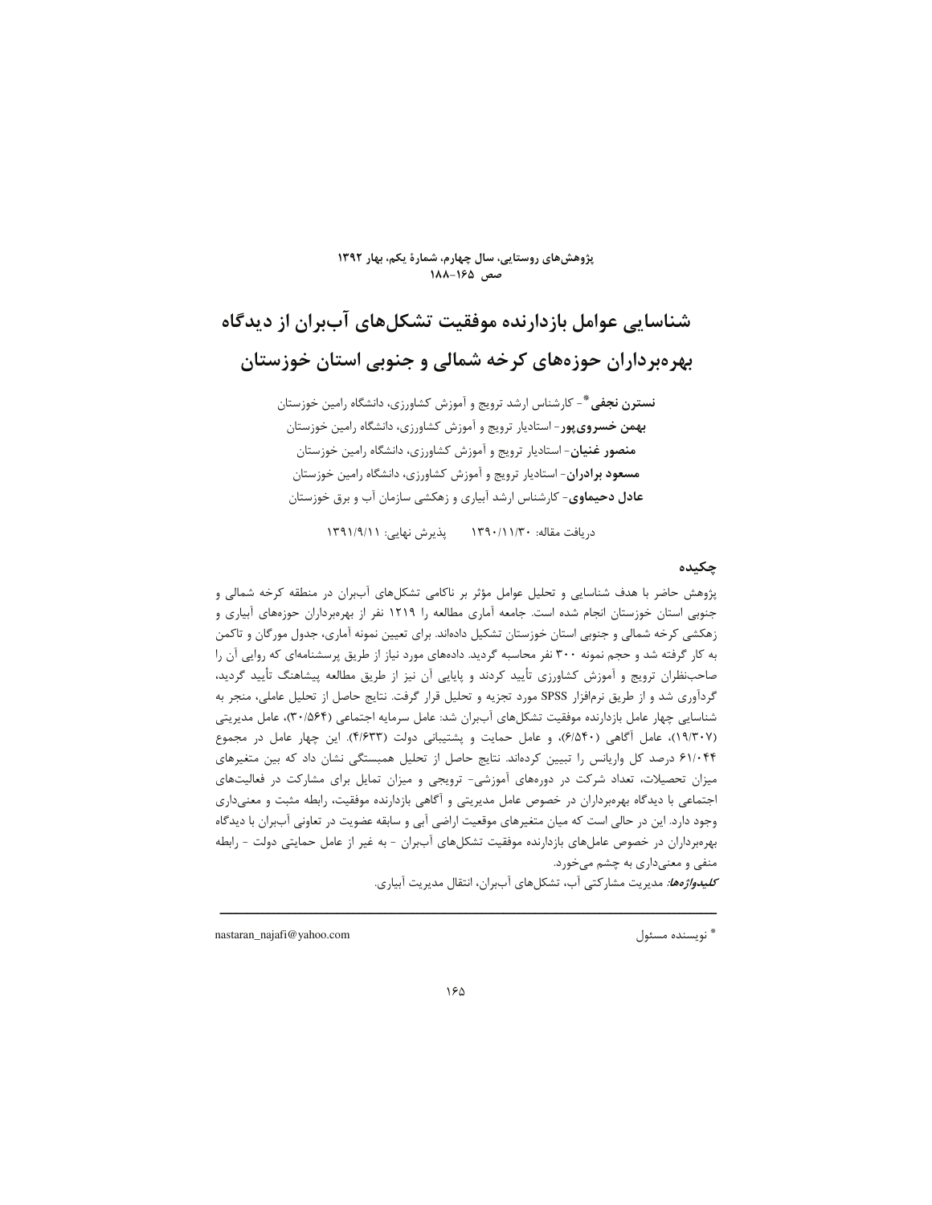# شناسایی عوامل بازدارنده موفقیت تشکل‌های آببران از دیدگاه بهره‌برداران حوزه‌های کرخه شمالی و جنوبی استان خوزستان

**نسترن نجفی***- کارشناس ارشد ترویج و آموزش کشاورزی، دانشگاه رامین خوزستان
**بهمن خسروی‌پور**- استادیار ترویج و آموزش کشاورزی، دانشگاه رامین خوزستان
**منصور غنیان**- استادیار ترویج و آموزش کشاورزی، دانشگاه رامین خوزستان
**مسعود برادران**- استادیار ترویج و آموزش کشاورزی، دانشگاه رامین خوزستان
**عادل دحیماوی**- کارشناس ارشد آبیاری و زهکشی سازمان آب و برق خوزستان

دریافت مقاله: ۱۳۹۰/۱۱/۳۰ پذیرش نهایی: ۱۳۹۱/۹/۱۱

## چکیده

پژوهش حاضر با هدف شناسایی و تحلیل عوامل مؤثر بر ناکامی تشکل‌های آببران در منطقه کرخه شمالی و جنوبی استان خوزستان انجام شده است. جامعه آماری مطالعه را ۱۲۱۹ نفر از بهره‌برداران حوزه‌های آبیاری و زهکشی کرخه شمالی و جنوبی استان خوزستان تشکیل داده‌اند. برای تعیین نمونه آماری، جدول مورگان و تاکمن به کار گرفته شد و حجم نمونه ۳۰۰ نفر محاسبه گردید. داده‌های مورد نیاز از طریق پرسشنامه‌ای که روایی آن را صاحب‌نظران ترویج و آموزش کشاورزی تأیید کردند و پایایی آن نیز از طریق مطالعه پیشاهنگ تأیید گردید، گردآوری شد و از طریق نرم‌افزار SPSS مورد تجزیه و تحلیل قرار گرفت. نتایج حاصل از تحلیل عاملی، منجر به شناسایی چهار عامل بازدارنده موفقیت تشکل‌های آببران شد: عامل سرمایه اجتماعی (۳۰/۵۶۴)، عامل مدیریتی (۱۹/۳۰۷)، عامل آگاهی (۶/۵۴۰)، و عامل حمایت و پشتیبانی دولت (۴/۶۳۳). این چهار عامل در مجموع ۶۱/۰۴۴ درصد کل واریانس را تبیین کرده‌اند. نتایج حاصل از تحلیل همبستگی نشان داد که بین متغیرهای میزان تحصیلات، تعداد شرکت در دوره‌های آموزشی- ترویجی و میزان تمایل برای مشارکت در فعالیت‌های اجتماعی با دیدگاه بهره‌برداران در خصوص عامل مدیریتی و آگاهی بازدارنده موفقیت، رابطه مثبت و معنی‌داری وجود دارد. این در حالی است که میان متغیرهای موقعیت اراضی آبی و سابقه عضویت در تعاونی آببران با دیدگاه بهره‌برداران در خصوص عامل‌های بازدارنده موفقیت تشکل‌های آببران - به غیر از عامل حمایتی دولت - رابطه منفی و معنی‌داری به چشم می‌خورد.

***کلیدواژه‌ها:*** مدیریت مشارکتی آب، تشکل‌های آببران، انتقال مدیریت آبیاری.

---

* نویسنده مسئول nastaran_najafi@yahoo.com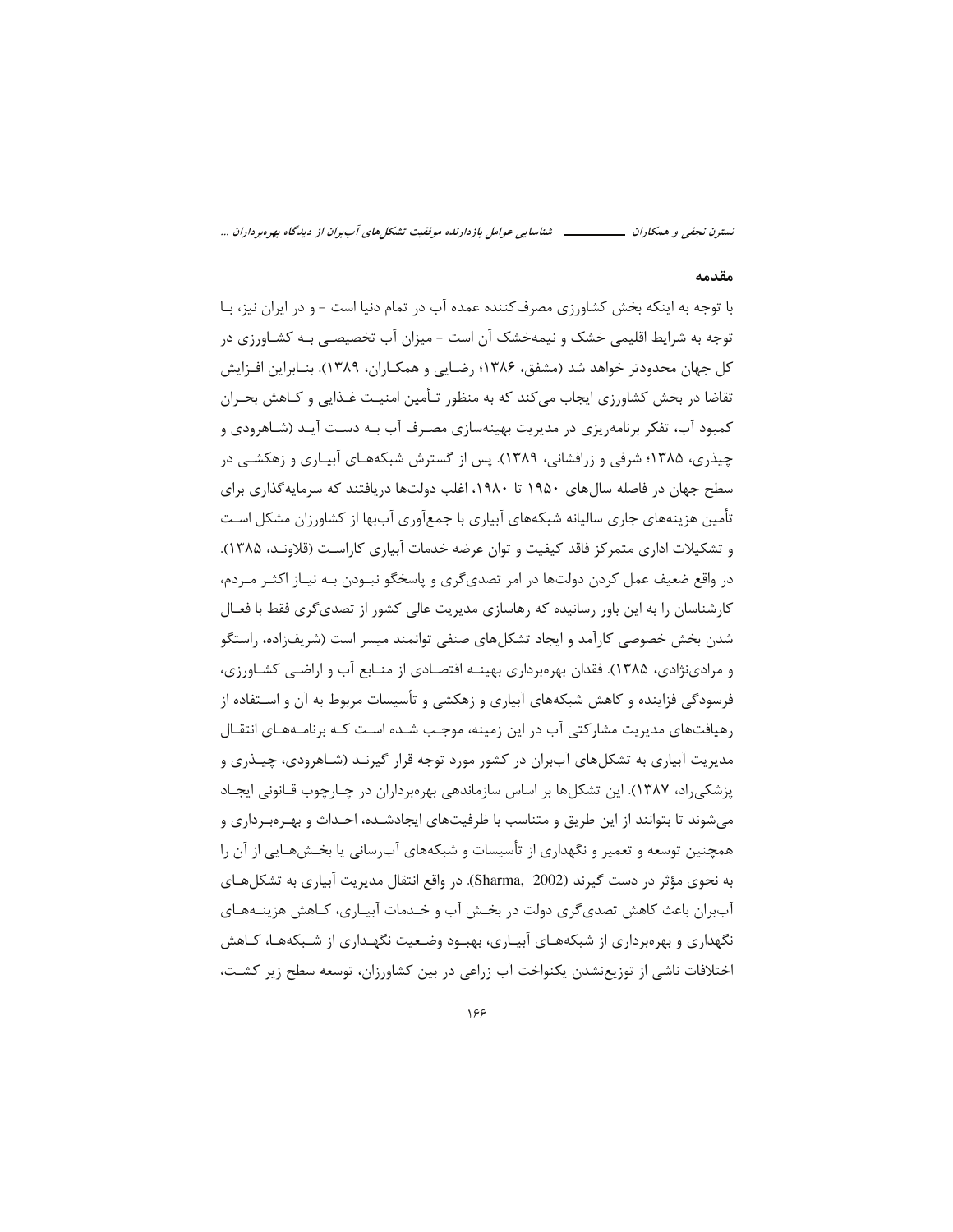## مقدمه

با توجه به اینکه بخش کشاورزی مصرف‌کننده عمده آب در تمام دنیا است - و در ایران نیز، با توجه به شرایط اقلیمی خشک و نیمه‌خشک آن است - میزان آب تخصیصی به کشاورزی در کل جهان محدودتر خواهد شد (مشفق، ۱۳۸۶؛ رضایی و همکاران، ۱۳۸۹). بنابراین افزایش تقاضا در بخش کشاورزی ایجاب می‌کند که به منظور تأمین امنیت غذایی و کاهش بحران کمبود آب، تفکر برنامه‌ریزی در مدیریت بهینه‌سازی مصرف آب به دست آید (شاهرودی و چیذری، ۱۳۸۵؛ شرفی و زرافشانی، ۱۳۸۹). پس از گسترش شبکه‌های آبیاری و زهکشی در سطح جهان در فاصله سال‌های ۱۹۵۰ تا ۱۹۸۰، اغلب دولت‌ها دریافتند که سرمایه‌گذاری برای تأمین هزینه‌های جاری سالیانه شبکه‌های آبیاری با جمع‌آوری آب‌بها از کشاورزان مشکل است و تشکیلات اداری متمرکز فاقد کیفیت و توان عرضه خدمات آبیاری کاراست (قلاوند، ۱۳۸۵). در واقع ضعیف عمل کردن دولت‌ها در امر تصدی‌گری و پاسخگو نبودن به نیاز اکثر مردم، کارشناسان را به این باور رسانیده که رهاسازی مدیریت عالی کشور از تصدی‌گری فقط با فعال شدن بخش خصوصی کارآمد و ایجاد تشکل‌های صنفی توانمند میسر است (شریف‌زاده، راستگو و مرادی‌نژادی، ۱۳۸۵). فقدان بهره‌برداری بهینه اقتصادی از منابع آب و اراضی کشاورزی، فرسودگی فزاینده و کاهش شبکه‌های آبیاری و زهکشی و تأسیسات مربوط به آن و استفاده از رهیافت‌های مدیریت مشارکتی آب در این زمینه، موجب شده است که برنامه‌های انتقال مدیریت آبیاری به تشکل‌های آب‌بران در کشور مورد توجه قرار گیرند (شاهرودی، چیذری و پزشکی‌راد، ۱۳۸۷). این تشکل‌ها بر اساس سازماندهی بهره‌برداران در چارچوب قانونی ایجاد می‌شوند تا بتوانند از این طریق و متناسب با ظرفیت‌های ایجادشده، احداث و بهره‌برداری و همچنین توسعه و تعمیر و نگهداری از تأسیسات و شبکه‌های آب‌رسانی یا بخش‌هایی از آن را به نحوی مؤثر در دست گیرند (Sharma, 2002). در واقع انتقال مدیریت آبیاری به تشکل‌های آب‌بران باعث کاهش تصدی‌گری دولت در بخش آب و خدمات آبیاری، کاهش هزینه‌های نگهداری و بهره‌برداری از شبکه‌های آبیاری، بهبود وضعیت نگهداری از شبکه‌ها، کاهش اختلافات ناشی از توزیع‌نشدن یکنواخت آب زراعی در بین کشاورزان، توسعه سطح زیر کشت،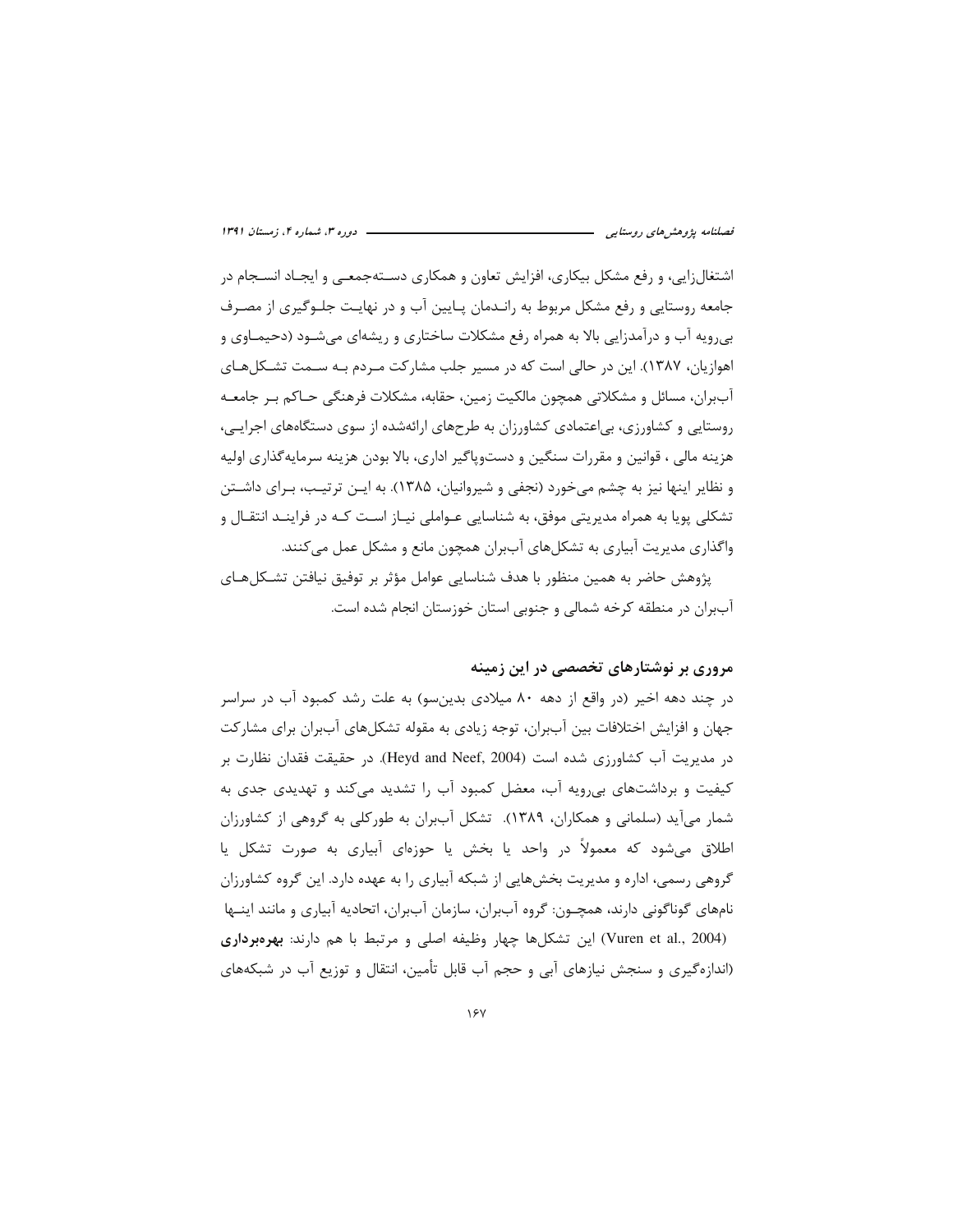اشتغال‌زایی، و رفع مشکل بیکاری، افزایش تعاون و همکاری دسته‌جمعی و ایجاد انسجام در جامعه روستایی و رفع مشکل مربوط به راندمان پایین آب و در نهایت جلوگیری از مصرف بی‌رویه آب و درآمدزایی بالا به همراه رفع مشکلات ساختاری و ریشه‌ای می‌شود (دحیماوی و اهوازیان، ۱۳۸۷). این در حالی است که در مسیر جلب مشارکت مردم به سمت تشکل‌های آب‌بران، مسائل و مشکلاتی همچون مالکیت زمین، حقابه، مشکلات فرهنگی حاکم بر جامعه روستایی و کشاورزی، بی‌اعتمادی کشاورزان به طرح‌های ارائه‌شده از سوی دستگاه‌های اجرایی، هزینه مالی ، قوانین و مقررات سنگین و دست‌وپاگیر اداری، بالا بودن هزینه سرمایه‌گذاری اولیه و نظایر اینها نیز به چشم می‌خورد (نجفی و شیروانیان، ۱۳۸۵). به این ترتیب، برای داشتن تشکلی پویا به همراه مدیریتی موفق، به شناسایی عواملی نیاز است که در فرایند انتقال و واگذاری مدیریت آبیاری به تشکل‌های آب‌بران همچون مانع و مشکل عمل می‌کنند.

پژوهش حاضر به همین منظور با هدف شناسایی عوامل مؤثر بر توفیق نیافتن تشکل‌های آب‌بران در منطقه کرخه شمالی و جنوبی استان خوزستان انجام شده است.

## مروری بر نوشتارهای تخصصی در این زمینه

در چند دهه اخیر (در واقع از دهه ۸۰ میلادی بدین‌سو) به علت رشد کمبود آب در سراسر جهان و افزایش اختلافات بین آب‌بران، توجه زیادی به مقوله تشکل‌های آب‌بران برای مشارکت در مدیریت آب کشاورزی شده است (Heyd and Neef, 2004). در حقیقت فقدان نظارت بر کیفیت و برداشت‌های بی‌رویه آب، معضل کمبود آب را تشدید می‌کند و تهدیدی جدی به شمار می‌آید (سلمانی و همکاران، ۱۳۸۹). تشکل آب‌بران به طورکلی به گروهی از کشاورزان اطلاق می‌شود که معمولاً در واحد یا بخش یا حوزه‌ای آبیاری به صورت تشکل یا گروهی رسمی، اداره و مدیریت بخش‌هایی از شبکه آبیاری را به عهده دارد. این گروه کشاورزان نام‌های گوناگونی دارند، همچون: گروه آب‌بران، سازمان آب‌بران، اتحادیه آبیاری و مانند اینها (Vuren et al., 2004) این تشکل‌ها چهار وظیفه اصلی و مرتبط با هم دارند: **بهره‌برداری** (اندازه‌گیری و سنجش نیازهای آبی و حجم آب قابل تأمین، انتقال و توزیع آب در شبکه‌های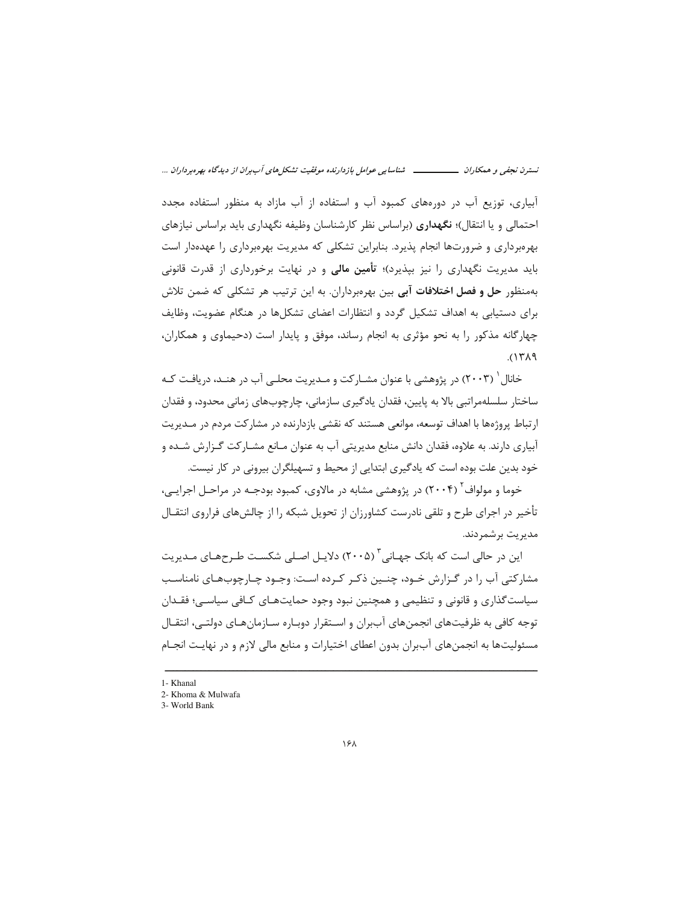آبیاری، توزیع آب در دوره‌های کمبود آب و استفاده از آب مازاد به منظور استفاده مجدد احتمالی و یا انتقال)؛ **نگهداری** (براساس نظر کارشناسان وظیفه نگهداری باید براساس نیازهای بهره‌برداری و ضرورت‌ها انجام پذیرد. بنابراین تشکلی که مدیریت بهره‌برداری را عهده‌دار است باید مدیریت نگهداری را نیز بپذیرد)؛ **تأمین مالی** و در نهایت برخورداری از قدرت قانونی به‌منظور **حل و فصل اختلافات آبی** بین بهره‌برداران. به این ترتیب هر تشکلی که ضمن تلاش برای دستیابی به اهداف تشکیل گردد و انتظارات اعضای تشکل‌ها در هنگام عضویت، وظایف چهارگانه مذکور را به نحو مؤثری به انجام رساند، موفق و پایدار است (دحیماوی و همکاران، ۱۳۸۹).

خانال[1] (۲۰۰۳) در پژوهشی با عنوان مشارکت و مدیریت محلی آب در هند، دریافت که ساختار سلسله‌مراتبی بالا به پایین، فقدان یادگیری سازمانی، چارچوب‌های زمانی محدود، و فقدان ارتباط پروژه‌ها با اهداف توسعه، موانعی هستند که نقشی بازدارنده در مشارکت مردم در مدیریت آبیاری دارند. به علاوه، فقدان دانش منابع مدیریتی آب به عنوان مانع مشارکت گزارش شده و خود بدین علت بوده است که یادگیری ابتدایی از محیط و تسهیلگران بیرونی در کار نیست.

خوما و مولواف[2] (۲۰۰۴) در پژوهشی مشابه در مالاوی، کمبود بودجه در مراحل اجرایی، تأخیر در اجرای طرح و تلقی نادرست کشاورزان از تحویل شبکه را از چالش‌های فراروی انتقال مدیریت برشمردند.

این در حالی است که بانک جهانی[3] (۲۰۰۵) دلایل اصلی شکست طرح‌های مدیریت مشارکتی آب را در گزارش خود، چنین ذکر کرده است: وجود چارچوب‌های نامناسب سیاست‌گذاری و قانونی و تنظیمی و همچنین نبود وجود حمایت‌های کافی سیاسی؛ فقدان توجه کافی به ظرفیت‌های انجمن‌های آب‌بران و استقرار دوباره سازمان‌های دولتی، انتقال مسئولیت‌ها به انجمن‌های آب‌بران بدون اعطای اختیارات و منابع مالی لازم و در نهایت انجام

---

1- Khanal
2- Khoma & Mulwafa
3- World Bank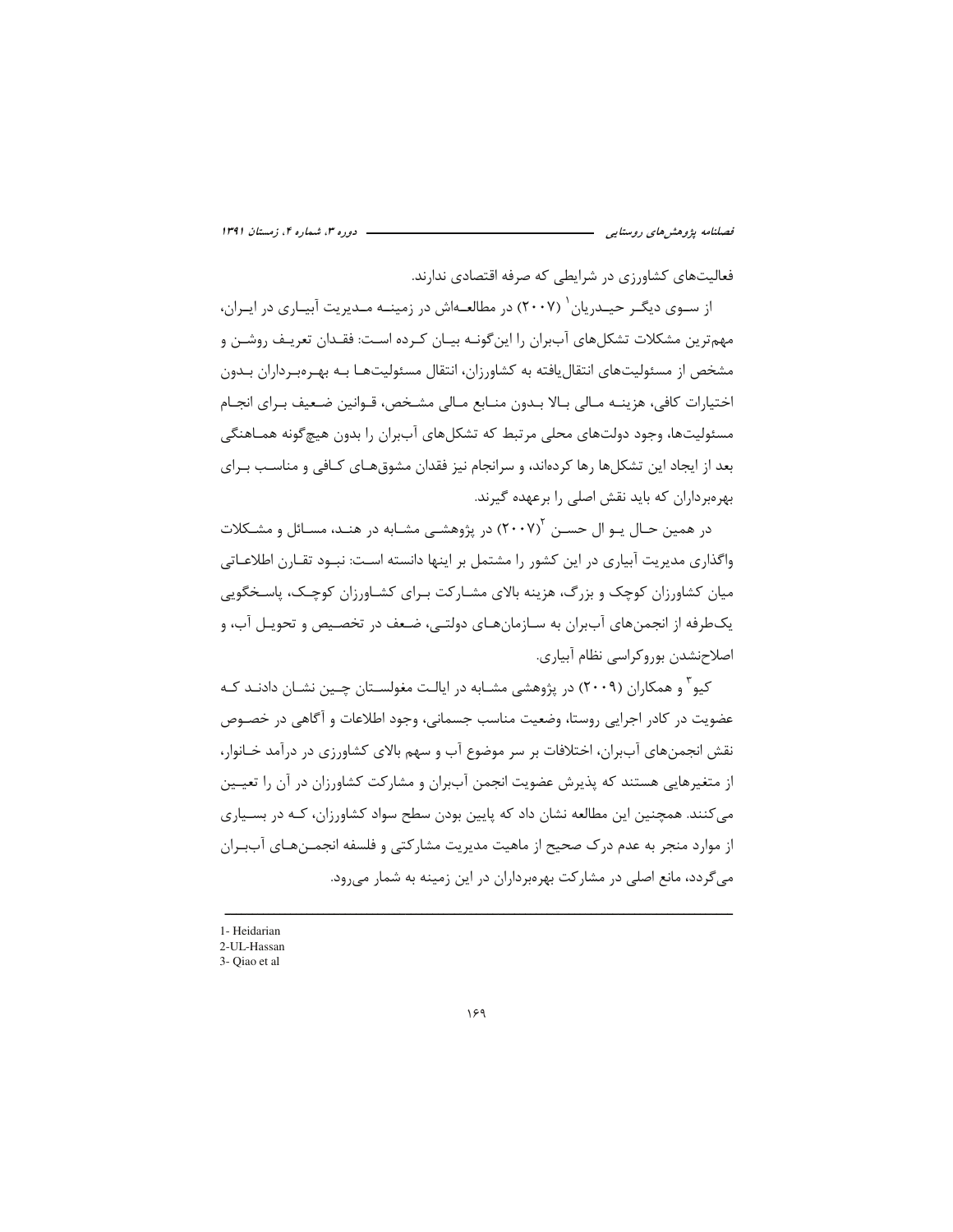فعالیت‌های کشاورزی در شرایطی که صرفه اقتصادی ندارند.

از سوی دیگر حیدریان[1] (۲۰۰۷) در مطالعه‌اش در زمینه مدیریت آبیاری در ایران، مهم‌ترین مشکلات تشکل‌های آب‌بران را این‌گونه بیان کرده است: فقدان تعریف روشن و مشخص از مسئولیت‌های انتقال‌یافته به کشاورزان، انتقال مسئولیت‌ها به بهره‌برداران بدون اختیارات کافی، هزینه مالی بالا بدون منابع مالی مشخص، قوانین ضعیف برای انجام مسئولیت‌ها، وجود دولت‌های محلی مرتبط که تشکل‌های آب‌بران را بدون هیچ‌گونه هماهنگی بعد از ایجاد این تشکل‌ها رها کرده‌اند، و سرانجام نیز فقدان مشوق‌های کافی و مناسب برای بهره‌برداران که باید نقش اصلی را برعهده گیرند.

در همین حال یو ال حسن[2] (۲۰۰۷) در پژوهشی مشابه در هند، مسائل و مشکلات واگذاری مدیریت آبیاری در این کشور را مشتمل بر اینها دانسته است: نبود تقارن اطلاعاتی میان کشاورزان کوچک و بزرگ، هزینه بالای مشارکت برای کشاورزان کوچک، پاسخگویی یک‌طرفه از انجمن‌های آب‌بران به سازمان‌های دولتی، ضعف در تخصیص و تحویل آب، و اصلاح‌نشدن بوروکراسی نظام آبیاری.

کیو[3] و همکاران (۲۰۰۹) در پژوهشی مشابه در ایالت مغولستان چین نشان دادند که عضویت در کادر اجرایی روستا، وضعیت مناسب جسمانی، وجود اطلاعات و آگاهی در خصوص نقش انجمن‌های آب‌بران، اختلافات بر سر موضوع آب و سهم بالای کشاورزی در درآمد خانوار، از متغیرهایی هستند که پذیرش عضویت انجمن آب‌بران و مشارکت کشاورزان در آن را تعیین می‌کنند. همچنین این مطالعه نشان داد که پایین بودن سطح سواد کشاورزان، که در بسیاری از موارد منجر به عدم درک صحیح از ماهیت مدیریت مشارکتی و فلسفه انجمن‌های آب‌بران می‌گردد، مانع اصلی در مشارکت بهره‌برداران در این زمینه به شمار می‌رود.

---

1- Heidarian

2-UL-Hassan

3- Qiao et al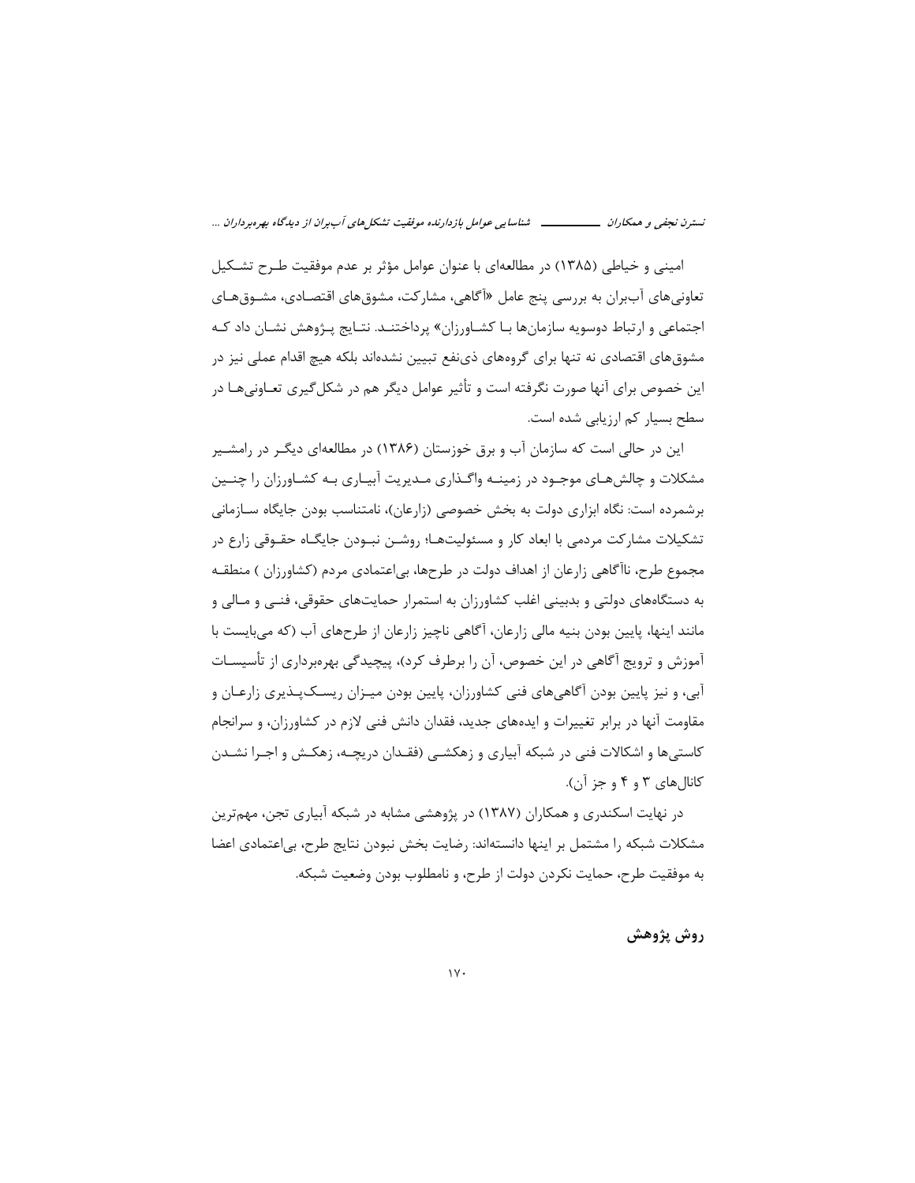امینی و خیاطی (۱۳۸۵) در مطالعه‌ای با عنوان عوامل مؤثر بر عدم موفقیت طـرح تشـکیل تعاونی‌های آب‌بران به بررسی پنج عامل «آگاهی، مشارکت، مشوق‌های اقتصـادی، مشـوق‌هـای اجتماعی و ارتباط دوسویه سازمان‌ها بـا کشـاورزان» پرداختنـد. نتـایج پـژوهش نشـان داد کـه مشوق‌های اقتصادی نه تنها برای گروه‌های ذی‌نفع تبیین نشده‌اند بلکه هیچ اقدام عملی نیز در این خصوص برای آنها صورت نگرفته است و تأثیر عوامل دیگر هم در شکل‌گیری تعـاونی‌هـا در سطح بسیار کم ارزیابی شده است.

این در حالی است که سازمان آب و برق خوزستان (۱۳۸۶) در مطالعه‌ای دیگـر در رامشـیر مشکلات و چالش‌هـای موجـود در زمینـه واگـذاری مـدیریت آبیـاری بـه کشـاورزان را چنـین برشمرده است: نگاه ابزاری دولت به بخش خصوصی (زارعان)، نامتناسب بودن جایگاه سـازمانی تشکیلات مشارکت مردمی با ابعاد کار و مسئولیت‌هـا؛ روشـن نبـودن جایگـاه حقـوقی زارع در مجموع طرح، ناآگاهی زارعان از اهداف دولت در طرح‌ها، بی‌اعتمادی مردم (کشاورزان ) منطقـه به دستگاه‌های دولتی و بدبینی اغلب کشاورزان به استمرار حمایت‌های حقوقی، فنـی و مـالی و مانند اینها، پایین بودن بنیه مالی زارعان، آگاهی ناچیز زارعان از طرح‌های آب (که می‌بایست با آموزش و ترویج آگاهی در این خصوص، آن را برطرف کرد)، پیچیدگی بهره‌برداری از تأسیسـات آبی، و نیز پایین بودن آگاهی‌های فنی کشاورزان، پایین بودن میـزان ریسـک‌پـذیری زارعـان و مقاومت آنها در برابر تغییرات و ایده‌های جدید، فقدان دانش فنی لازم در کشاورزان، و سرانجام کاستی‌ها و اشکالات فنی در شبکه آبیاری و زهکشـی (فقـدان دریچـه، زهکـش و اجـرا نشـدن کانال‌های ۳ و ۴ و جز آن).

در نهایت اسکندری و همکاران (۱۳۸۷) در پژوهشی مشابه در شبکه آبیاری تجن، مهم‌ترین مشکلات شبکه را مشتمل بر اینها دانسته‌اند: رضایت بخش نبودن نتایج طرح، بی‌اعتمادی اعضا به موفقیت طرح، حمایت نکردن دولت از طرح، و نامطلوب بودن وضعیت شبکه.

## روش پژوهش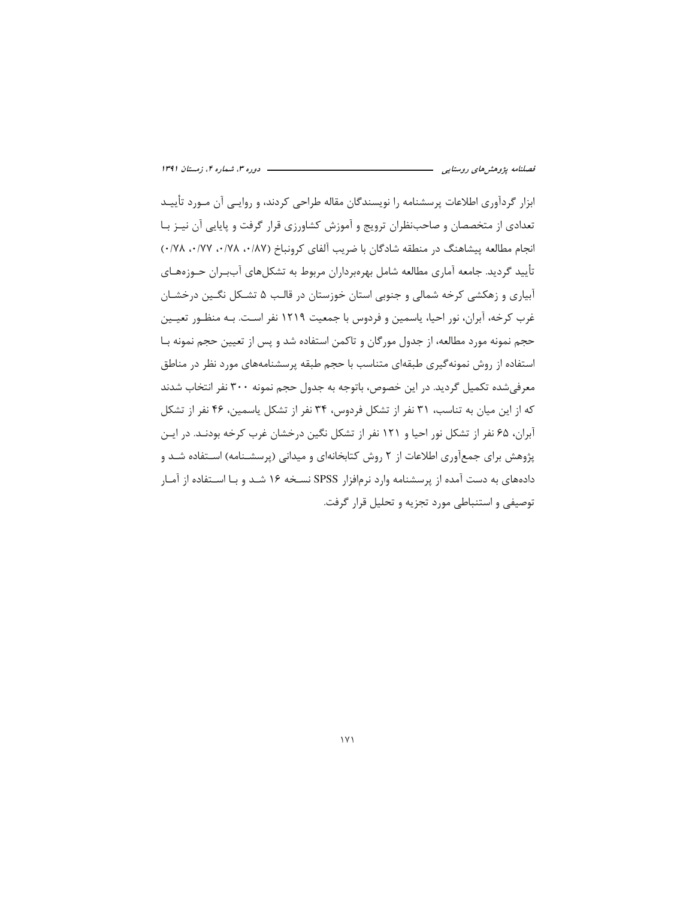ابزار گردآوری اطلاعات پرسشنامه را نویسندگان مقاله طراحی کردند، و روایی آن مورد تأیید تعدادی از متخصصان و صاحب‌نظران ترویج و آموزش کشاورزی قرار گرفت و پایایی آن نیز با انجام مطالعه پیشاهنگ در منطقه شادگان با ضریب آلفای کرونباخ (۰/۸۷، ۰/۷۸، ۰/۷۷، ۰/۷۸) تأیید گردید. جامعه آماری مطالعه شامل بهره‌برداران مربوط به تشکل‌های آب‌بران حوزه‌های آبیاری و زهکشی کرخه شمالی و جنوبی استان خوزستان در قالب ۵ تشکل نگین درخشان غرب کرخه، آبران، نور احیا، یاسمین و فردوس با جمعیت ۱۲۱۹ نفر است. به منظور تعیین حجم نمونه مورد مطالعه، از جدول مورگان و تاکمن استفاده شد و پس از تعیین حجم نمونه با استفاده از روش نمونه‌گیری طبقه‌ای متناسب با حجم طبقه پرسشنامه‌های مورد نظر در مناطق معرفی‌شده تکمیل گردید. در این خصوص، باتوجه به جدول حجم نمونه ۳۰۰ نفر انتخاب شدند که از این میان به تناسب، ۳۱ نفر از تشکل فردوس، ۳۴ نفر از تشکل یاسمین، ۴۶ نفر از تشکل آبران، ۶۵ نفر از تشکل نور احیا و ۱۲۱ نفر از تشکل نگین درخشان غرب کرخه بودند. در این پژوهش برای جمع‌آوری اطلاعات از ۲ روش کتابخانه‌ای و میدانی (پرسشنامه) استفاده شد و داده‌های به دست آمده از پرسشنامه وارد نرم‌افزار SPSS نسخه ۱۶ شد و با استفاده از آمار توصیفی و استنباطی مورد تجزیه و تحلیل قرار گرفت.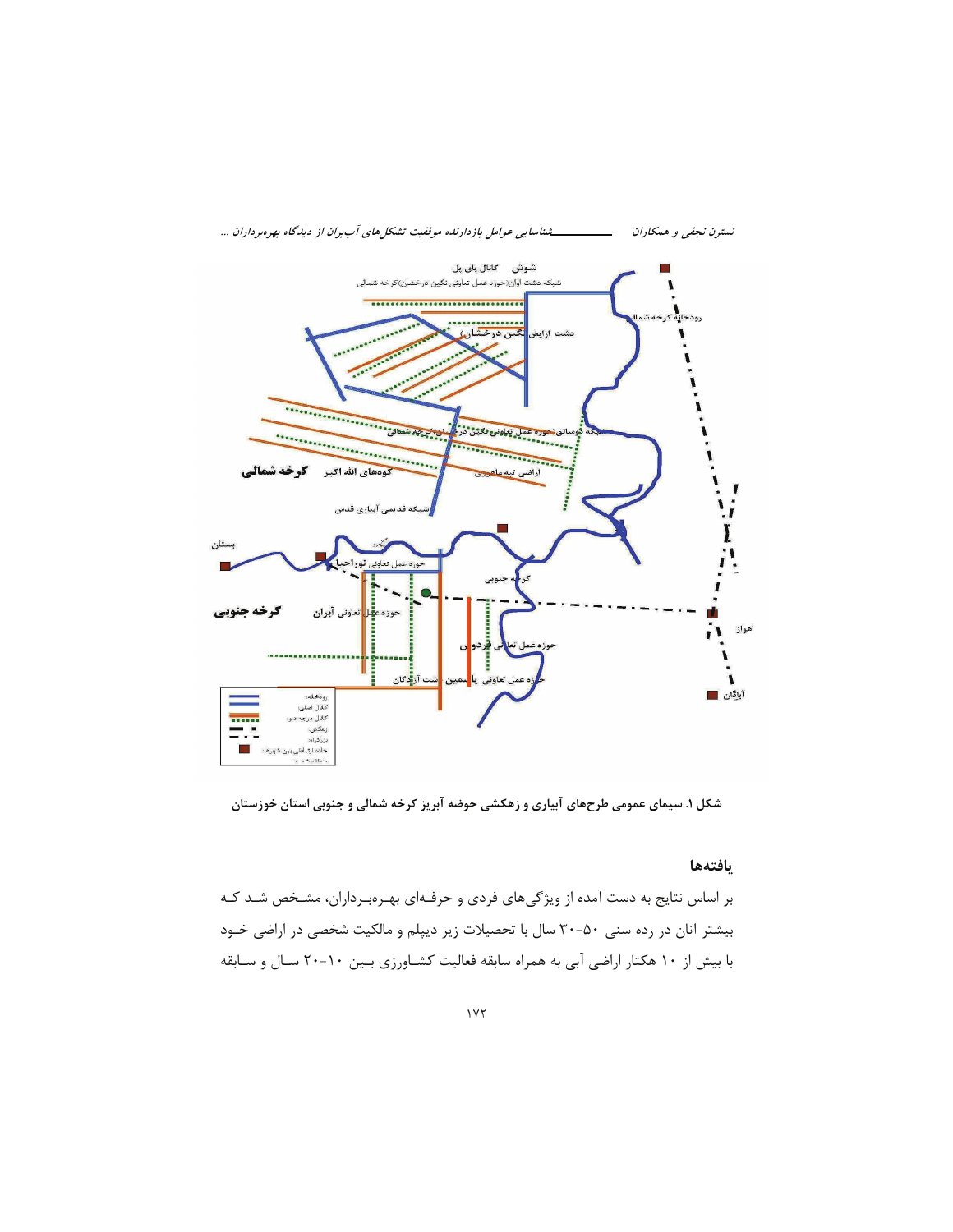شکل ۱. سیمای عمومی طرح‌های آبیاری و زهکشی حوضه آبریز کرخه شمالی و جنوبی استان خوزستان

## یافته‌ها

بر اساس نتایج به دست آمده از ویژگی‌های فردی و حرفه‌ای بهره‌برداران، مشخص شد که بیشتر آنان در رده سنی ۵۰-۳۰ سال با تحصیلات زیر دیپلم و مالکیت شخصی در اراضی خود با بیش از ۱۰ هکتار اراضی آبی به همراه سابقه فعالیت کشاورزی بین ۱۰-۲۰ سال و سابقه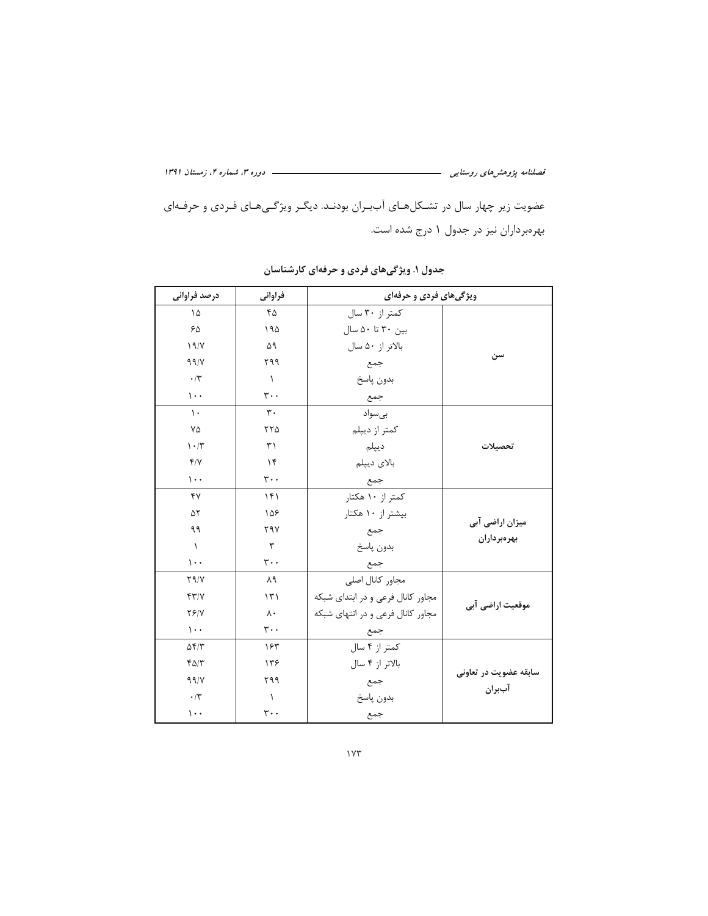عضویت زیر چهار سال در تشکل‌های آب‌بران بودند. دیگر ویژگی‌های فردی و حرفه‌ای بهره‌برداران نیز در جدول ۱ درج شده است.

**جدول ۱. ویژگی‌های فردی و حرفه‌ای کارشناسان**

| ویژگی‌های فردی و حرفه‌ای | | فراوانی | درصد فراوانی |
|---|---|---|---|
| سن | کمتر از ۳۰ سال | ۴۵ | ۱۵ |
| | بین ۳۰ تا ۵۰ سال | ۱۹۵ | ۶۵ |
| | بالاتر از ۵۰ سال | ۵۹ | ۱۹/۷ |
| | جمع | ۲۹۹ | ۹۹/۷ |
| | بدون پاسخ | ۱ | ۰/۳ |
| | جمع | ۳۰۰ | ۱۰۰ |
| تحصیلات | بی‌سواد | ۳۰ | ۱۰ |
| | کمتر از دیپلم | ۲۲۵ | ۷۵ |
| | دیپلم | ۳۱ | ۱۰/۳ |
| | بالای دیپلم | ۱۴ | ۴/۷ |
| | جمع | ۳۰۰ | ۱۰۰ |
| میزان اراضی آبی بهره‌برداران | کمتر از ۱۰ هکتار | ۱۴۱ | ۴۷ |
| | بیشتر از ۱۰ هکتار | ۱۵۶ | ۵۲ |
| | جمع | ۲۹۷ | ۹۹ |
| | بدون پاسخ | ۳ | ۱ |
| | جمع | ۳۰۰ | ۱۰۰ |
| موقعیت اراضی آبی | مجاور کانال اصلی | ۸۹ | ۲۹/۷ |
| | مجاور کانال فرعی و در ابتدای شبکه | ۱۳۱ | ۴۳/۷ |
| | مجاور کانال فرعی و در انتهای شبکه | ۸۰ | ۲۶/۷ |
| | جمع | ۳۰۰ | ۱۰۰ |
| سابقه عضویت در تعاونی آب‌بران | کمتر از ۴ سال | ۱۶۳ | ۵۴/۳ |
| | بالاتر از ۴ سال | ۱۳۶ | ۴۵/۳ |
| | جمع | ۲۹۹ | ۹۹/۷ |
| | بدون پاسخ | ۱ | ۰/۳ |
| | جمع | ۳۰۰ | ۱۰۰ |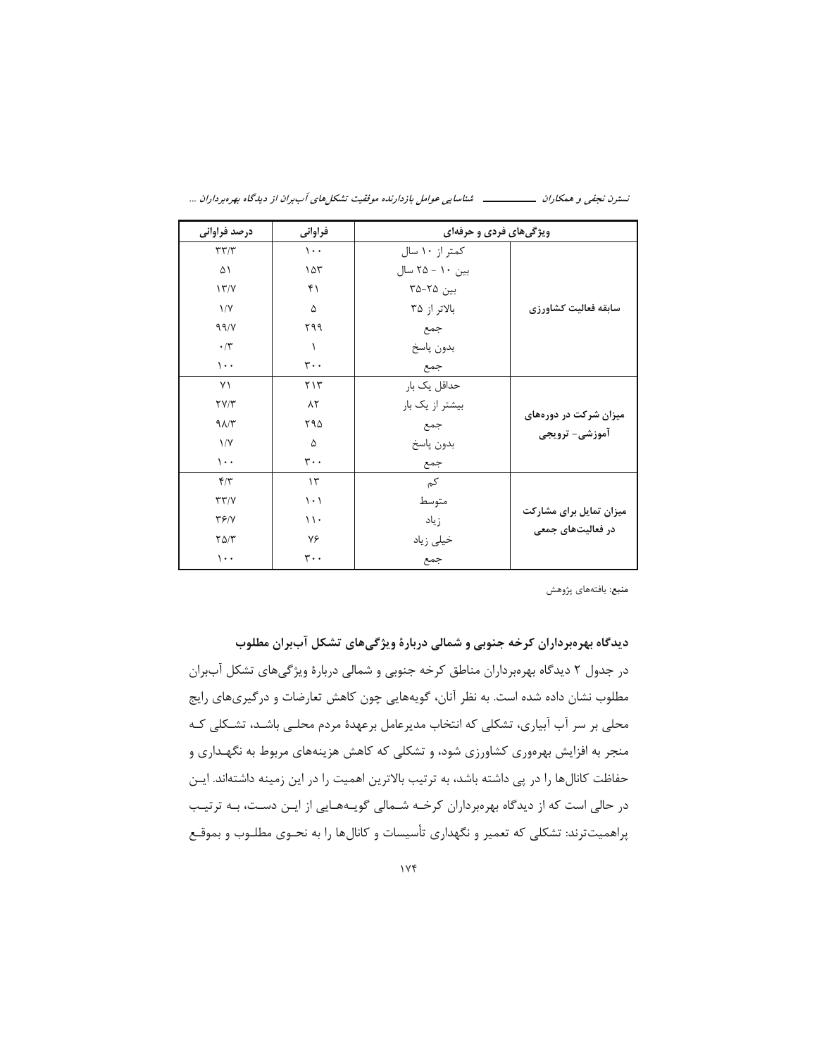| ویژگی‌های فردی و حرفه‌ای | | فراوانی | درصد فراوانی |
|---|---|---|---|
| سابقه فعالیت کشاورزی | کمتر از ۱۰ سال | ۱۰۰ | ۳۳/۳ |
| | بین ۱۰ - ۲۵ سال | ۱۵۳ | ۵۱ |
| | بین ۲۵-۳۵ | ۴۱ | ۱۳/۷ |
| | بالاتر از ۳۵ | ۵ | ۱/۷ |
| | جمع | ۲۹۹ | ۹۹/۷ |
| | بدون پاسخ | ۱ | ۰/۳ |
| | جمع | ۳۰۰ | ۱۰۰ |
| میزان شرکت در دوره‌های آموزشی- ترویجی | حداقل یک بار | ۲۱۳ | ۷۱ |
| | بیشتر از یک بار | ۸۲ | ۲۷/۳ |
| | جمع | ۲۹۵ | ۹۸/۳ |
| | بدون پاسخ | ۵ | ۱/۷ |
| | جمع | ۳۰۰ | ۱۰۰ |
| میزان تمایل برای مشارکت در فعالیت‌های جمعی | کم | ۱۳ | ۴/۳ |
| | متوسط | ۱۰۱ | ۳۳/۷ |
| | زیاد | ۱۱۰ | ۳۶/۷ |
| | خیلی زیاد | ۷۶ | ۲۵/۳ |
| | جمع | ۳۰۰ | ۱۰۰ |

**منبع:** یافته‌های پژوهش

### دیدگاه بهره‌برداران کرخه جنوبی و شمالی دربارهٔ ویژگی‌های تشکل آب‌بران مطلوب

در جدول ۲ دیدگاه بهره‌برداران مناطق کرخه جنوبی و شمالی دربارهٔ ویژگی‌های تشکل آب‌بران مطلوب نشان داده شده است. به نظر آنان، گویه‌هایی چون کاهش تعارضات و درگیری‌های رایج محلی بر سر آب آبیاری، تشکلی که انتخاب مدیرعامل برعهدهٔ مردم محلی باشد، تشکلی که منجر به افزایش بهره‌وری کشاورزی شود، و تشکلی که کاهش هزینه‌های مربوط به نگهداری و حفاظت کانال‌ها را در پی داشته باشد، به ترتیب بالاترین اهمیت را در این زمینه داشته‌اند. این در حالی است که از دیدگاه بهره‌برداران کرخه شمالی گویه‌هایی از این دست، به ترتیب پراهمیت‌ترند: تشکلی که تعمیر و نگهداری تأسیسات و کانال‌ها را به نحوی مطلوب و بموقع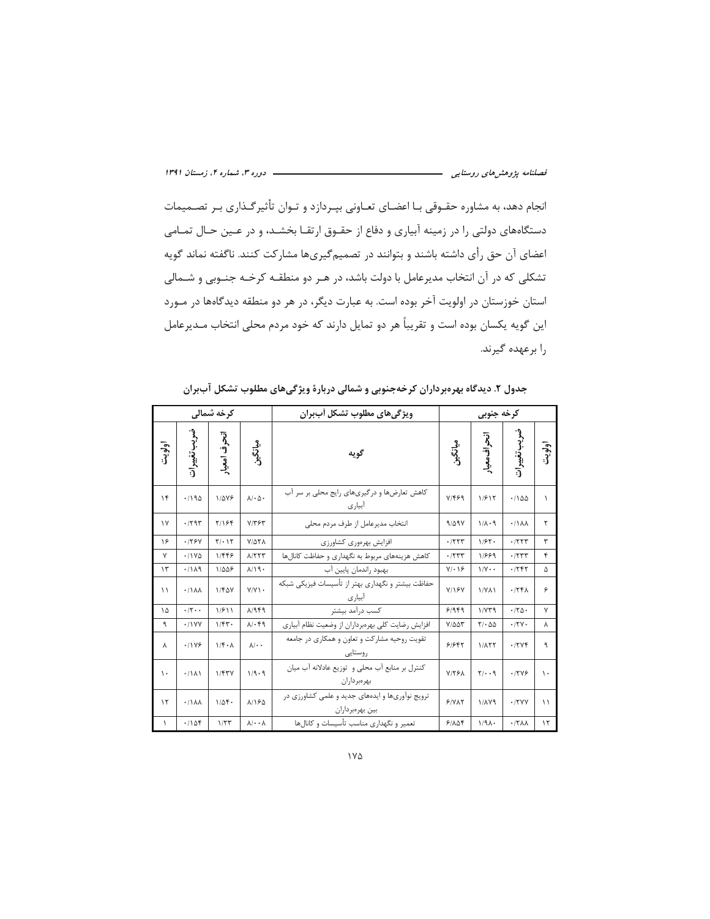انجام دهد، به مشاوره حقـوقی بـا اعضـای تعـاونی بپـردازد و تـوان تأثیرگـذاری بـر تصـمیمات دستگاه‌های دولتی را در زمینه آبیاری و دفاع از حقـوق ارتقـا بخشـد، و در عـین حـال تمـامی اعضای آن حق رأی داشته باشند و بتوانند در تصمیم‌گیری‌ها مشارکت کنند. ناگفته نماند گویه تشکلی که در آن انتخاب مدیرعامل با دولت باشد، در هـر دو منطقـه کرخـه جنـوبی و شـمالی استان خوزستان در اولویت آخر بوده است. به عبارت دیگر، در هر دو منطقه دیدگاه‌ها در مـورد این گویه یکسان بوده است و تقریباً هر دو تمایل دارند که خود مردم محلی انتخاب مـدیرعامل را برعهده گیرند.

**جدول ۲. دیدگاه بهره‌برداران کرخه‌جنوبی و شمالی دربارهٔ ویژگی‌های مطلوب تشکل آب‌بران**

| کرخه جنوبی | | | | ویژگی‌های مطلوب تشکل آب‌بران | کرخه شمالی | | | |
|---|---|---|---|---|---|---|---|---|
| اولویت | ضریب تغییرات | انحراف معیار | میانگین | گویه | میانگین | انحراف معیار | ضریب تغییرات | اولویت |
| ۱ | ۰/۱۵۵ | ۱/۶۱۲ | ۷/۴۶۹ | کاهش تعارض‌ها و درگیری‌های رایج محلی بر سر آب آبیاری | ۸/۰۵۰ | ۱/۵۷۶ | ۰/۱۹۵ | ۱۴ |
| ۲ | ۰/۱۸۸ | ۱/۸۰۹ | ۹/۵۹۷ | انتخاب مدیرعامل از طرف مردم محلی | ۷/۳۶۳ | ۲/۱۶۴ | ۰/۲۹۳ | ۱۷ |
| ۳ | ۰/۲۲۳ | ۱/۶۲۰ | ۰/۲۲۳ | افزایش بهره‌وری کشاورزی | ۷/۵۲۸ | ۲/۰۱۲ | ۰/۲۶۷ | ۱۶ |
| ۴ | ۰/۲۳۳ | ۱/۶۶۹ | ۰/۲۳۳ | کاهش هزینه‌های مربوط به نگهداری و حفاظت کانال‌ها | ۸/۲۲۳ | ۱/۴۴۶ | ۰/۱۷۵ | ۷ |
| ۵ | ۰/۲۴۲ | ۱/۷۰۰ | ۷/۰۱۶ | بهبود راندمان پایین آب | ۸/۱۹۰ | ۱/۵۵۶ | ۰/۱۸۹ | ۱۳ |
| ۶ | ۰/۲۴۸ | ۱/۷۸۱ | ۷/۱۶۷ | حفاظت بیشتر و نگهداری بهتر از تأسیسات فیزیکی شبکه آبیاری | ۷/۷۱۰ | ۱/۴۵۷ | ۰/۱۸۸ | ۱۱ |
| ۷ | ۰/۲۵۰ | ۱/۷۳۹ | ۶/۹۴۹ | کسب درآمد بیشتر | ۸/۹۴۹ | ۱/۶۱۱ | ۰/۲۰۰ | ۱۵ |
| ۸ | ۰/۲۷۰ | ۲/۰۵۵ | ۷/۵۵۳ | افزایش رضایت کلی بهره‌برداران از وضعیت نظام آبیاری | ۸/۰۴۹ | ۱/۴۳۰ | ۰/۱۷۷ | ۹ |
| ۹ | ۰/۲۷۴ | ۱/۸۲۲ | ۶/۶۴۲ | تقویت روحیه مشارکت و تعاون و همکاری در جامعه روستایی | ۸/۰۰ | ۱/۴۰۸ | ۰/۱۷۶ | ۸ |
| ۱۰ | ۰/۲۷۶ | ۲/۰۰۹ | ۷/۲۶۸ | کنترل بر منابع آب محلی و توزیع عادلانه آب میان بهره‌برداران | ۱/۹۰۹ | ۱/۴۳۷ | ۰/۱۸۱ | ۱۰ |
| ۱۱ | ۰/۲۷۷ | ۱/۸۷۹ | ۶/۷۸۲ | ترویج نوآوری‌ها و ایده‌های جدید و علمی کشاورزی در بین بهره‌برداران | ۸/۱۶۵ | ۱/۵۴۰ | ۰/۱۸۸ | ۱۲ |
| ۱۲ | ۰/۲۸۸ | ۱/۹۸۰ | ۶/۸۵۴ | تعمیر و نگهداری مناسب تأسیسات و کانال‌ها | ۸/۰۰۸ | ۱/۲۳ | ۰/۱۵۴ | ۱ |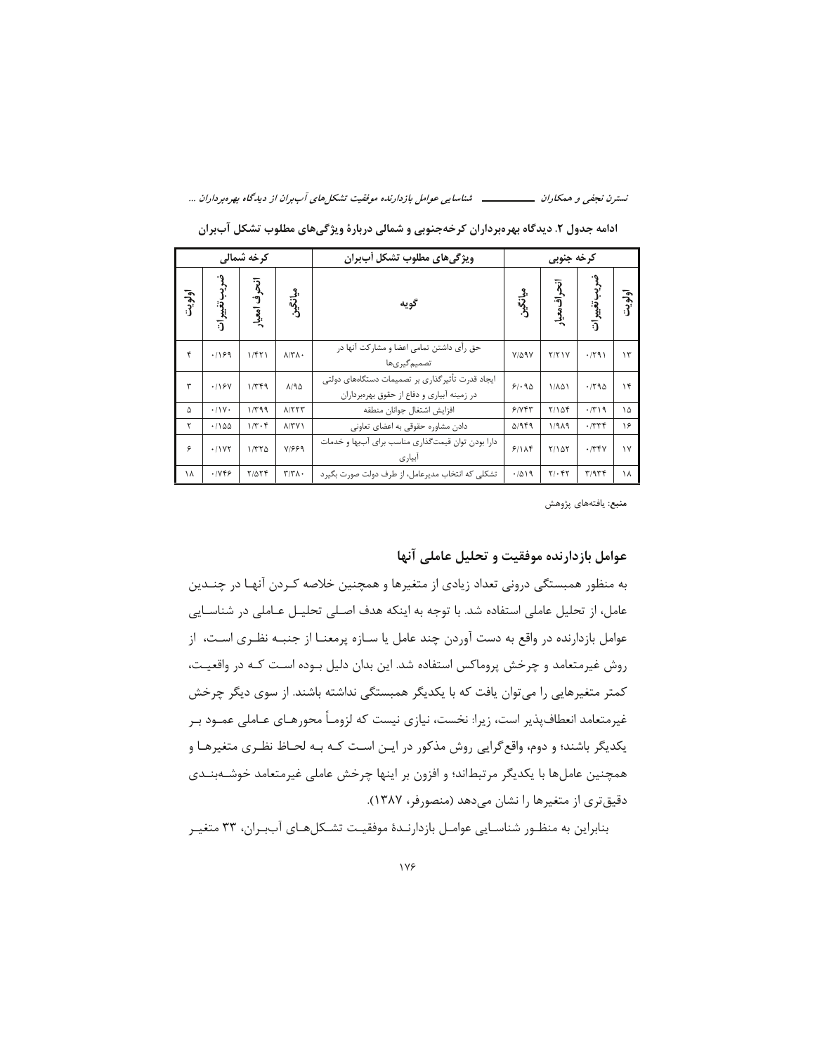ادامه جدول ۲. دیدگاه بهره‌برداران کرخه‌جنوبی و شمالی دربارهٔ ویژگی‌های مطلوب تشکل آب‌بران

| کرخه شمالی | | | | ویژگی‌های مطلوب تشکل آب‌بران | کرخه جنوبی | | | |
|---|---|---|---|---|---|---|---|---|
| اولویت | ضریب تغییرات | انحراف معیار | میانگین | گویه | میانگین | انحراف معیار | ضریب تغییرات | اولویت |
| ۴ | ۰/۱۶۹ | ۱/۴۲۱ | ۸/۳۸۰ | حق رأی داشتن تمامی اعضا و مشارکت آنها در تصمیم‌گیری‌ها | ۷/۵۹۷ | ۲/۲۱۷ | ۰/۲۹۱ | ۱۳ |
| ۳ | ۰/۱۶۷ | ۱/۳۴۹ | ۸/۰۹۵ | ایجاد قدرت تأثیرگذاری بر تصمیمات دستگاه‌های دولتی در زمینه آبیاری و دفاع از حقوق بهره‌برداران | ۶/۰۹۵ | ۱/۸۵۱ | ۰/۲۹۵ | ۱۴ |
| ۵ | ۰/۱۷۰ | ۱/۳۹۹ | ۸/۲۳۳ | افزایش اشتغال جوانان منطقه | ۶/۷۴۳ | ۲/۱۵۴ | ۰/۳۱۹ | ۱۵ |
| ۲ | ۰/۱۵۵ | ۱/۳۰۴ | ۸/۳۷۱ | دادن مشاوره حقوقی به اعضای تعاونی | ۵/۹۴۹ | ۱/۹۸۹ | ۰/۳۳۴ | ۱۶ |
| ۶ | ۰/۱۷۲ | ۱/۳۳۵ | ۷/۶۶۹ | دارا بودن توان قیمت‌گذاری مناسب برای آب‌بها و خدمات آبیاری | ۶/۱۸۴ | ۲/۱۵۲ | ۰/۳۴۷ | ۱۷ |
| ۱۸ | ۰/۷۴۶ | ۲/۵۲۴ | ۳/۳۸۰ | تشکلی که انتخاب مدیرعامل، از طرف دولت صورت بگیرد | ۰/۵۱۹ | ۲/۰۴۲ | ۳/۹۳۴ | ۱۸ |

**منبع**: یافته‌های پژوهش

## عوامل بازدارنده موفقیت و تحلیل عاملی آنها

به منظور همبستگی درونی تعداد زیادی از متغیرها و همچنین خلاصه کـردن آنهـا در چنـدین عامل، از تحلیل عاملی استفاده شد. با توجه به اینکه هدف اصـلی تحلیـل عـاملی در شناسـایی عوامل بازدارنده در واقع به دست آوردن چند عامل یا سـازه پرمعنـا از جنبـه نظـری اسـت، از روش غیرمتعامد و چرخش پروماکس استفاده شد. این بدان دلیل بـوده اسـت کـه در واقعیـت، کمتر متغیرهایی را می‌توان یافت که با یکدیگر همبستگی نداشته باشند. از سوی دیگر چرخش غیرمتعامد انعطاف‌پذیر است، زیرا: نخست، نیازی نیست که لزوماً محورهـای عـاملی عمـود بـر یکدیگر باشند؛ و دوم، واقع‌گرایی روش مذکور در ایـن اسـت کـه بـه لحـاظ نظـری متغیرهـا و همچنین عامل‌ها با یکدیگر مرتبط‌اند؛ و افزون بر اینها چرخش عاملی غیرمتعامد خوشـه‌بنـدی دقیق‌تری از متغیرها را نشان می‌دهد (منصورفر، ۱۳۸۷).

بنابراین به منظـور شناسـایی عوامـل بازدارنـدهٔ موفقیـت تشـکل‌هـای آب‌بـران، ۳۳ متغیـر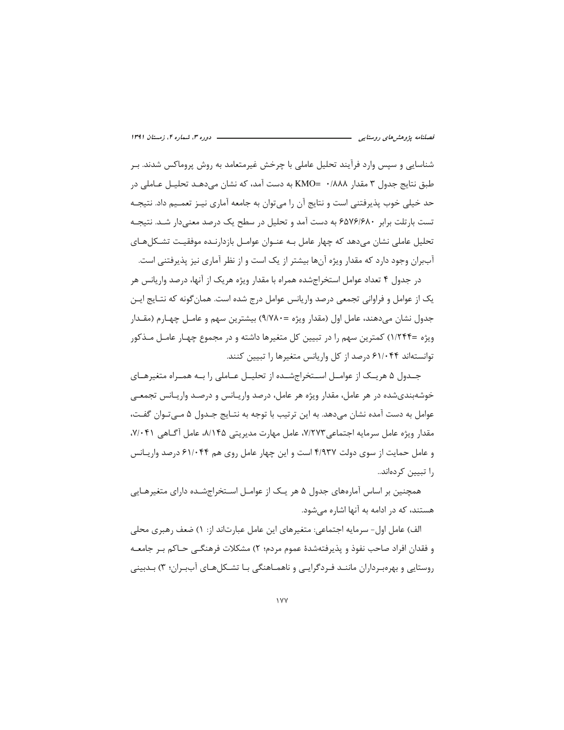شناسایی و سپس وارد فرآیند تحلیل عاملی با چرخش غیرمتعامد به روش پروماکس شدند. بر طبق نتایج جدول ۳ مقدار KMO= ۰/۸۸۸ به دست آمد، که نشان می‌دهد تحلیل عاملی در حد خیلی خوب پذیرفتنی است و نتایج آن را می‌توان به جامعه آماری نیز تعمیم داد. نتیجه تست بارتلت برابر ۶۵۷۶/۶۸۰ به دست آمد و تحلیل در سطح یک درصد معنی‌دار شد. نتیجه تحلیل عاملی نشان می‌دهد که چهار عامل به عنوان عوامل بازدارنده موفقیت تشکل‌های آب‌بران وجود دارد که مقدار ویژه آن‌ها بیشتر از یک است و از نظر آماری نیز پذیرفتنی است.

در جدول ۴ تعداد عوامل استخراج‌شده همراه با مقدار ویژه هریک از آنها، درصد واریانس هر یک از عوامل و فراوانی تجمعی درصد واریانس عوامل درج شده است. همان‌گونه که نتایج این جدول نشان می‌دهند، عامل اول (مقدار ویژه =۹/۷۸۰) بیشترین سهم و عامل چهارم (مقدار ویژه =۱/۲۴۴) کمترین سهم را در تبیین کل متغیرها داشته و در مجموع چهار عامل مذکور توانسته‌اند ۶۱/۰۴۴ درصد از کل واریانس متغیرها را تبیین کنند.

جدول ۵ هریک از عوامل استخراج‌شده از تحلیل عاملی را به همراه متغیرهای خوشه‌بندی‌شده در هر عامل، مقدار ویژه هر عامل، درصد واریانس و درصد واریانس تجمعی عوامل به دست آمده نشان می‌دهد. به این ترتیب با توجه به نتایج جدول ۵ می‌توان گفت، مقدار ویژه عامل سرمایه اجتماعی۷/۲۷۳، عامل مهارت مدیریتی ۸/۱۴۵، عامل آگاهی ۷/۰۴۱، و عامل حمایت از سوی دولت ۴/۹۳۷ است و این چهار عامل روی هم ۶۱/۰۴۴ درصد واریانس را تبیین کرده‌اند..

همچنین بر اساس آماره‌های جدول ۵ هر یک از عوامل استخراج‌شده دارای متغیرهایی هستند، که در ادامه به آنها اشاره می‌شود.

الف) عامل اول- سرمایه اجتماعی: متغیرهای این عامل عبارت‌اند از: ۱) ضعف رهبری محلی و فقدان افراد صاحب نفوذ و پذیرفته‌شدهٔ عموم مردم؛ ۲) مشکلات فرهنگی حاکم بر جامعه روستایی و بهره‌برداران مانند فردگرایی و ناهماهنگی با تشکل‌های آب‌بران؛ ۳) بدبینی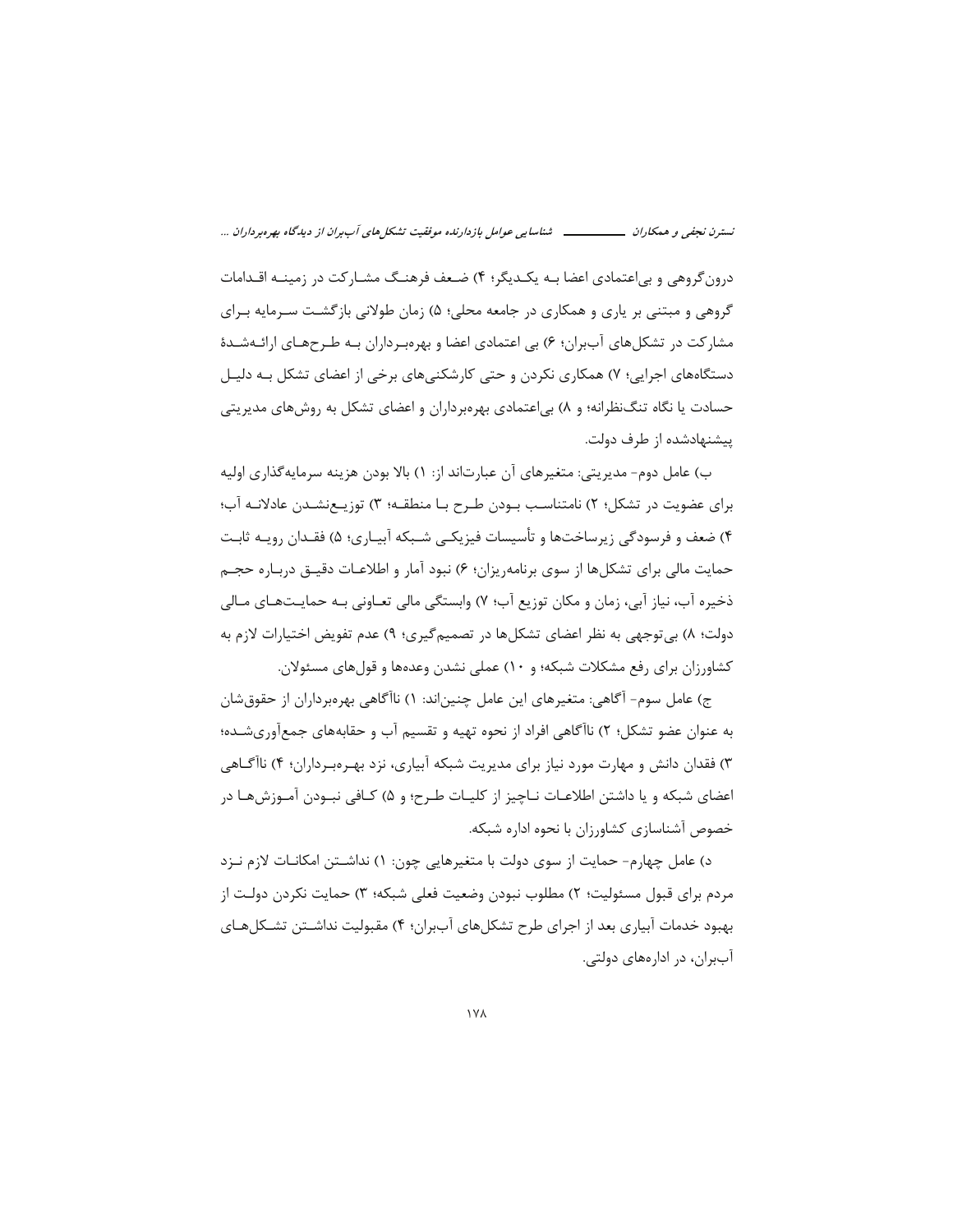درون‌گروهی و بی‌اعتمادی اعضا بـه یکـدیگر؛ ۴) ضـعف فرهنـگ مشـارکت در زمینـه اقـدامات گروهی و مبتنی بر یاری و همکاری در جامعه محلی؛ ۵) زمان طولانی بازگشـت سـرمایه بـرای مشارکت در تشکل‌های آب‌بران؛ ۶) بی اعتمادی اعضا و بهره‌بـرداران بـه طـرح‌هـای ارائـه‌شـدۀ دستگاه‌های اجرایی؛ ۷) همکاری نکردن و حتی کارشکنی‌های برخی از اعضای تشکل بـه دلیـل حسادت یا نگاه تنگ‌نظرانه؛ و ۸) بی‌اعتمادی بهره‌برداران و اعضای تشکل به روش‌های مدیریتی پیشنهادشده از طرف دولت.

ب) عامل دوم- مدیریتی: متغیرهای آن عبارت‌اند از: ۱) بالا بودن هزینه سرمایه‌گذاری اولیه برای عضویت در تشکل؛ ۲) نامتناسـب بـودن طـرح بـا منطقـه؛ ۳) توزیـع‌نشـدن عادلانـه آب؛ ۴) ضعف و فرسودگی زیرساخت‌ها و تأسیسات فیزیکـی شـبکه آبیـاری؛ ۵) فقـدان رویـه ثابـت حمایت مالی برای تشکل‌ها از سوی برنامه‌ریزان؛ ۶) نبود آمار و اطلاعـات دقیـق دربـاره حجـم ذخیره آب، نیاز آبی، زمان و مکان توزیع آب؛ ۷) وابستگی مالی تعـاونی بـه حمایـت‌هـای مـالی دولت؛ ۸) بی‌توجهی به نظر اعضای تشکل‌ها در تصمیم‌گیری؛ ۹) عدم تفویض اختیارات لازم به کشاورزان برای رفع مشکلات شبکه؛ و ۱۰) عملی نشدن وعده‌ها و قول‌های مسئولان.

ج) عامل سوم- آگاهی: متغیرهای این عامل چنین‌اند: ۱) ناآگاهی بهره‌برداران از حقوق‌شان به عنوان عضو تشکل؛ ۲) ناآگاهی افراد از نحوه تهیه و تقسیم آب و حقابه‌های جمع‌آوری‌شـده؛ ۳) فقدان دانش و مهارت مورد نیاز برای مدیریت شبکه آبیاری، نزد بهـره‌بـرداران؛ ۴) ناآگـاهی اعضای شبکه و یا داشتن اطلاعـات نـاچیز از کلیـات طـرح؛ و ۵) کـافی نبـودن آمـوزش‌هـا در خصوص آشناسازی کشاورزان با نحوه اداره شبکه.

د) عامل چهارم- حمایت از سوی دولت با متغیرهایی چون: ۱) نداشـتن امکانـات لازم نـزد مردم برای قبول مسئولیت؛ ۲) مطلوب نبودن وضعیت فعلی شبکه؛ ۳) حمایت نکردن دولـت از بهبود خدمات آبیاری بعد از اجرای طرح تشکل‌های آب‌بران؛ ۴) مقبولیت نداشـتن تشـکل‌هـای آب‌بران، در اداره‌های دولتی.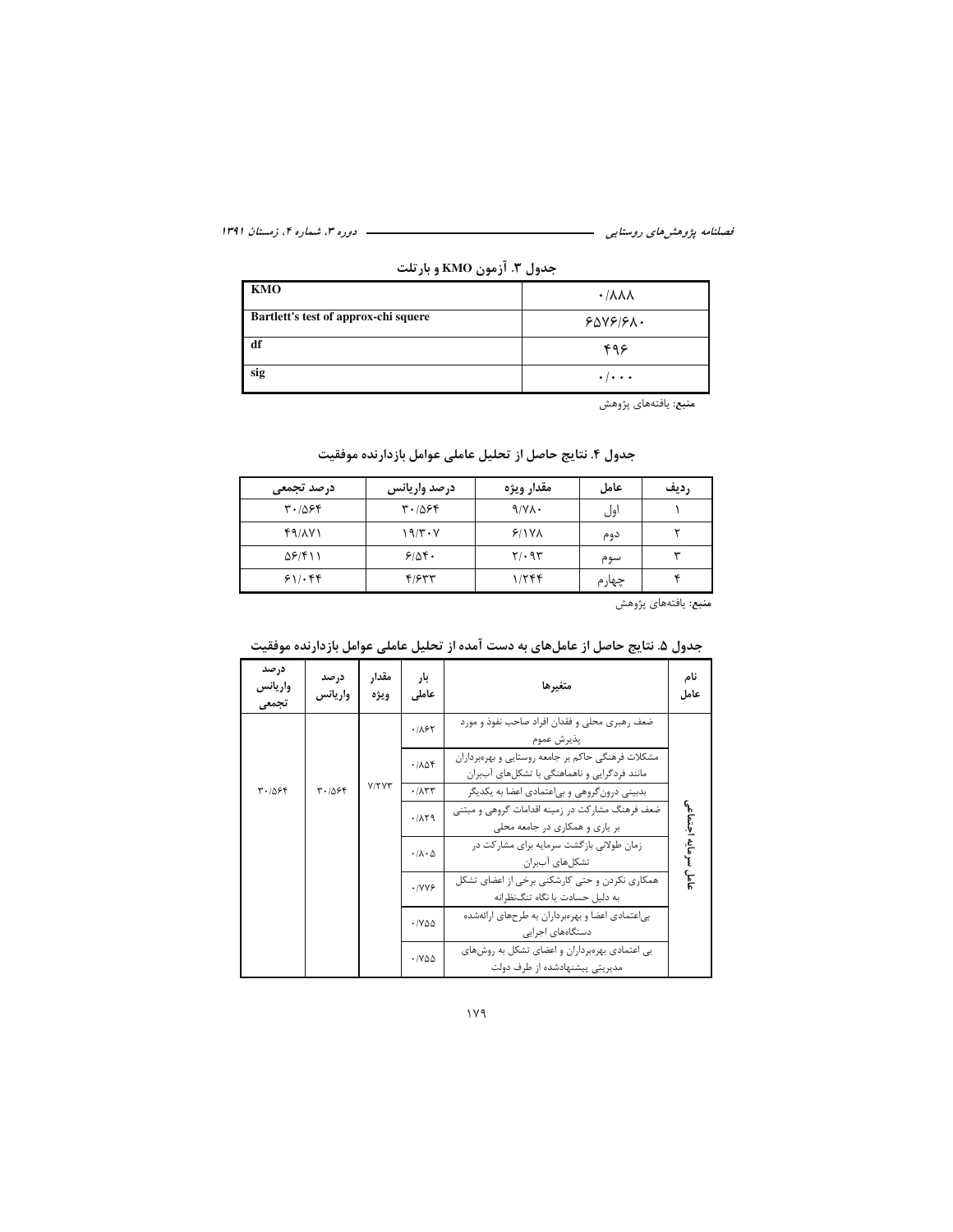جدول ۳. آزمون KMO و بارتلت

| KMO | ۰/۸۸۸ |
|---|---|
| Bartlett's test of approx-chi squere | ۶۵۷۶/۶۸۰ |
| df | ۴۹۶ |
| sig | ۰/۰۰۰ |

**منبع:** یافته‌های پژوهش

جدول ۴. نتایج حاصل از تحلیل عاملی عوامل بازدارنده موفقیت

| ردیف | عامل | مقدار ویژه | درصد واریانس | درصد تجمعی |
|---|---|---|---|---|
| ۱ | اول | ۹/۷۸۰ | ۳۰/۵۶۴ | ۳۰/۵۶۴ |
| ۲ | دوم | ۶/۱۷۸ | ۱۹/۳۰۷ | ۴۹/۸۷۱ |
| ۳ | سوم | ۲/۰۹۳ | ۶/۵۴۰ | ۵۶/۴۱۱ |
| ۴ | چهارم | ۱/۲۴۴ | ۴/۶۳۳ | ۶۱/۰۴۴ |

**منبع:** یافته‌های پژوهش

جدول ۵. نتایج حاصل از عامل‌های به دست آمده از تحلیل عاملی عوامل بازدارنده موفقیت

| نام عامل | متغیرها | بار عاملی | مقدار ویژه | درصد واریانس | درصد واریانس تجمعی |
|---|---|---|---|---|---|
| عامل سرمایه اجتماعی | ضعف رهبری محلی و فقدان افراد صاحب نفوذ و مورد پذیرش عموم | ۰/۸۶۲ | ۷/۲۷۳ | ۳۰/۵۶۴ | ۳۰/۵۶۴ |
| | مشکلات فرهنگی حاکم بر جامعه روستایی و بهره‌برداران مانند فردگرایی و ناهماهنگی با تشکل‌های آب‌بران | ۰/۸۵۴ | | | |
| | بدبینی درون‌گروهی و بی‌اعتمادی اعضا به یکدیگر | ۰/۸۳۳ | | | |
| | ضعف فرهنگ مشارکت در زمینه اقدامات گروهی و مبتنی بر یاری و همکاری در جامعه محلی | ۰/۸۲۹ | | | |
| | زمان طولانی بازگشت سرمایه برای مشارکت در تشکل‌های آب‌بران | ۰/۸۰۵ | | | |
| | همکاری نکردن و حتی کارشکنی برخی از اعضای تشکل به دلیل حسادت یا نگاه تنگ‌نظرانه | ۰/۷۷۶ | | | |
| | بی‌اعتمادی اعضا و بهره‌برداران به طرح‌های ارائه‌شده دستگاه‌های اجرایی | ۰/۷۵۵ | | | |
| | بی اعتمادی بهره‌برداران و اعضای تشکل به روش‌های مدیریتی پیشنهادشده از طرف دولت | ۰/۷۵۵ | | | |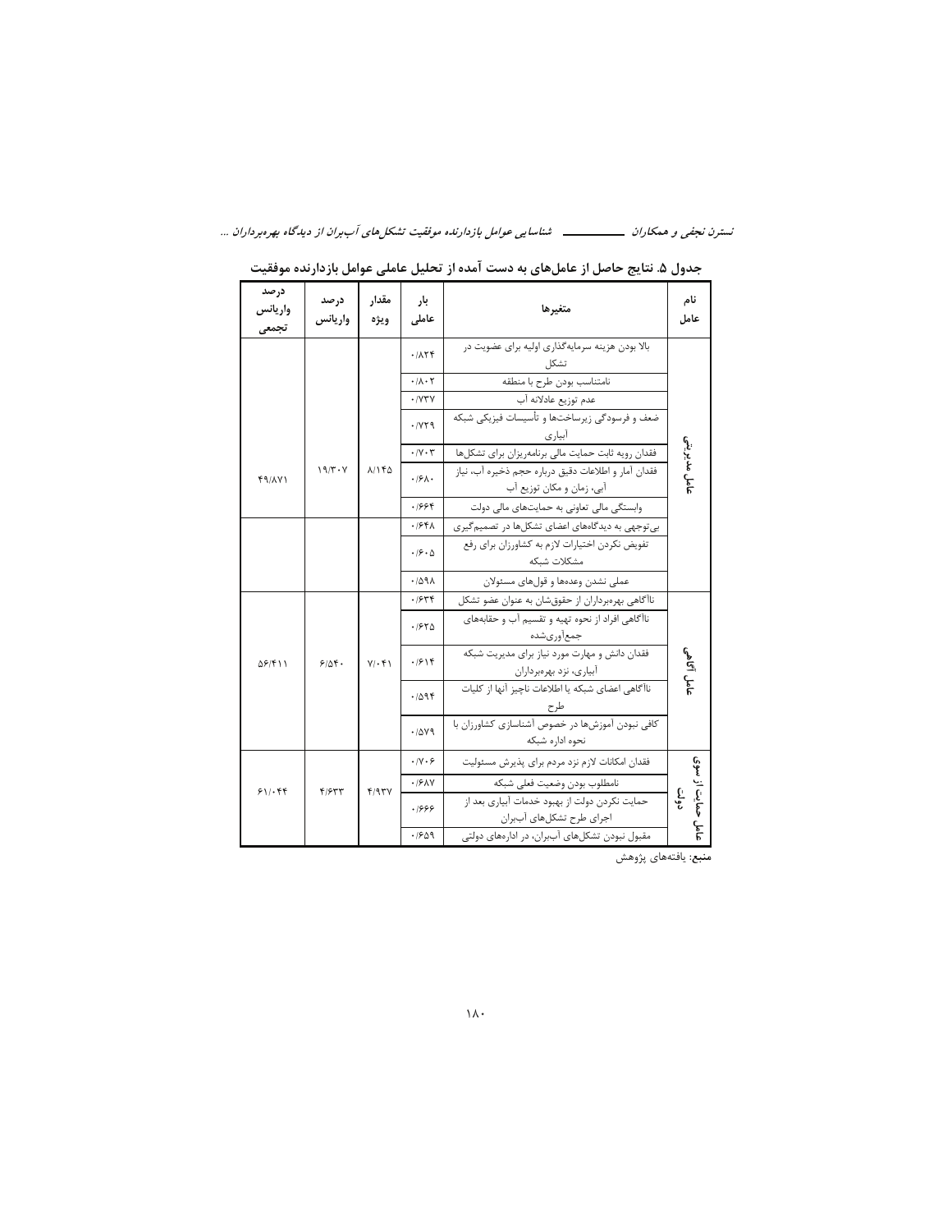**جدول ۵. نتایج حاصل از عامل‌های به دست آمده از تحلیل عاملی عوامل بازدارنده موفقیت**

| نام عامل | متغیرها | بار عاملی | مقدار ویژه | درصد واریانس | درصد واریانس تجمعی |
|---|---|---|---|---|---|
| عامل مدیریتی | بالا بودن هزینه سرمایه‌گذاری اولیه برای عضویت در تشکل | ۰/۸۲۴ | ۸/۱۴۵ | ۱۹/۳۰۷ | ۴۹/۸۷۱ |
| | نامتناسب بودن طرح با منطقه | ۰/۸۰۲ | | | |
| | عدم توزیع عادلانه آب | ۰/۷۳۷ | | | |
| | ضعف و فرسودگی زیرساخت‌ها و تأسیسات فیزیکی شبکه آبیاری | ۰/۷۲۹ | | | |
| | فقدان رویه ثابت حمایت مالی برنامه‌ریزان برای تشکل‌ها | ۰/۷۰۳ | | | |
| | فقدان آمار و اطلاعات دقیق درباره حجم ذخیره آب، نیاز آبی، زمان و مکان توزیع آب | ۰/۶۸۰ | | | |
| | وابستگی مالی تعاونی به حمایت‌های مالی دولت | ۰/۶۶۴ | | | |
| | بی‌توجهی به دیدگاه‌های اعضای تشکل‌ها در تصمیم‌گیری | ۰/۶۴۸ | | | |
| | تفویض نکردن اختیارات لازم به کشاورزان برای رفع مشکلات شبکه | ۰/۶۰۵ | | | |
| | عملی نشدن وعده‌ها و قول‌های مسئولان | ۰/۵۹۸ | | | |
| عامل آگاهی | ناآگاهی بهره‌برداران از حقوق‌شان به عنوان عضو تشکل | ۰/۶۳۴ | ۷/۰۴۱ | ۶/۵۴۰ | ۵۶/۴۱۱ |
| | ناآگاهی افراد از نحوه تهیه و تقسیم آب و حقابه‌های جمع‌آوری‌شده | ۰/۶۲۵ | | | |
| | فقدان دانش و مهارت مورد نیاز برای مدیریت شبکه آبیاری، نزد بهره‌برداران | ۰/۶۱۴ | | | |
| | ناآگاهی اعضای شبکه یا اطلاعات ناچیز آنها از کلیات طرح | ۰/۵۹۴ | | | |
| | کافی نبودن آموزش‌ها در خصوص آشناسازی کشاورزان با نحوه اداره شبکه | ۰/۵۷۹ | | | |
| عامل حمایت از سوی دولت | فقدان امکانات لازم نزد مردم برای پذیرش مسئولیت | ۰/۷۰۶ | ۴/۹۳۷ | ۴/۶۳۳ | ۶۱/۰۴۴ |
| | نامطلوب بودن وضعیت فعلی شبکه | ۰/۶۸۷ | | | |
| | حمایت نکردن دولت از بهبود خدمات آبیاری بعد از اجرای طرح تشکل‌های آب‌بران | ۰/۶۶۶ | | | |
| | مقبول نبودن تشکل‌های آب‌بران، در اداره‌های دولتی | ۰/۶۵۹ | | | |

**منبع**: یافته‌های پژوهش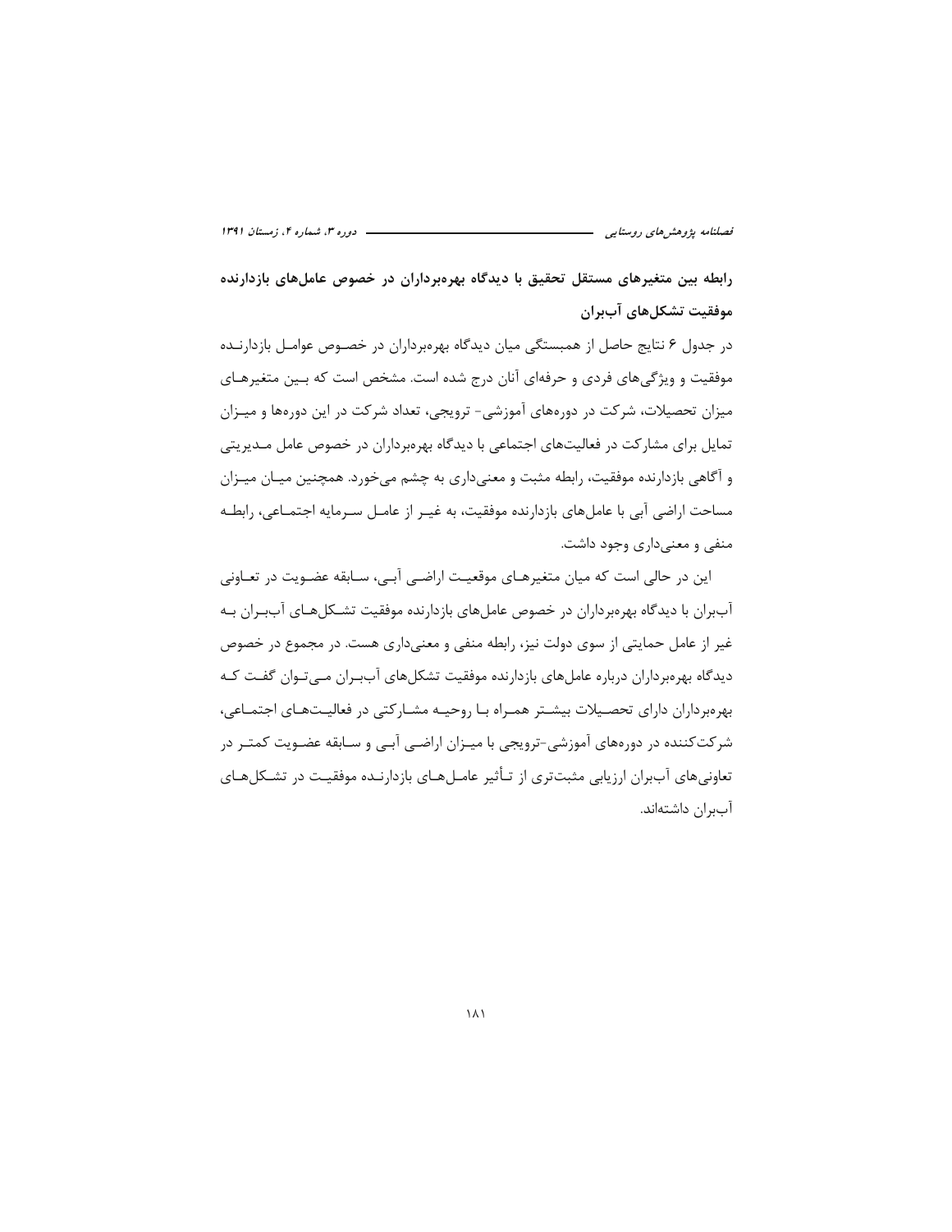**رابطه بین متغیرهای مستقل تحقیق با دیدگاه بهره‌برداران در خصوص عامل‌های بازدارنده موفقیت تشکل‌های آب‌بران**

در جدول ۶ نتایج حاصل از همبستگی میان دیدگاه بهره‌برداران در خصوص عوامل بازدارنده موفقیت و ویژگی‌های فردی و حرفه‌ای آنان درج شده است. مشخص است که بین متغیرهای میزان تحصیلات، شرکت در دوره‌های آموزشی- ترویجی، تعداد شرکت در این دوره‌ها و میزان تمایل برای مشارکت در فعالیت‌های اجتماعی با دیدگاه بهره‌برداران در خصوص عامل مدیریتی و آگاهی بازدارنده موفقیت، رابطه مثبت و معنی‌داری به چشم می‌خورد. همچنین میان میزان مساحت اراضی آبی با عامل‌های بازدارنده موفقیت، به غیر از عامل سرمایه اجتماعی، رابطه منفی و معنی‌داری وجود داشت.

این در حالی است که میان متغیرهای موقعیت اراضی آبی، سابقه عضویت در تعاونی آب‌بران با دیدگاه بهره‌برداران در خصوص عامل‌های بازدارنده موفقیت تشکل‌های آب‌بران به غیر از عامل حمایتی از سوی دولت نیز، رابطه منفی و معنی‌داری هست. در مجموع در خصوص دیدگاه بهره‌برداران درباره عامل‌های بازدارنده موفقیت تشکل‌های آب‌بران می‌توان گفت که بهره‌برداران دارای تحصیلات بیشتر همراه با روحیه مشارکتی در فعالیت‌های اجتماعی، شرکت‌کننده در دوره‌های آموزشی-ترویجی با میزان اراضی آبی و سابقه عضویت کمتر در تعاونی‌های آب‌بران ارزیابی مثبت‌تری از تأثیر عامل‌های بازدارنده موفقیت در تشکل‌های آب‌بران داشته‌اند.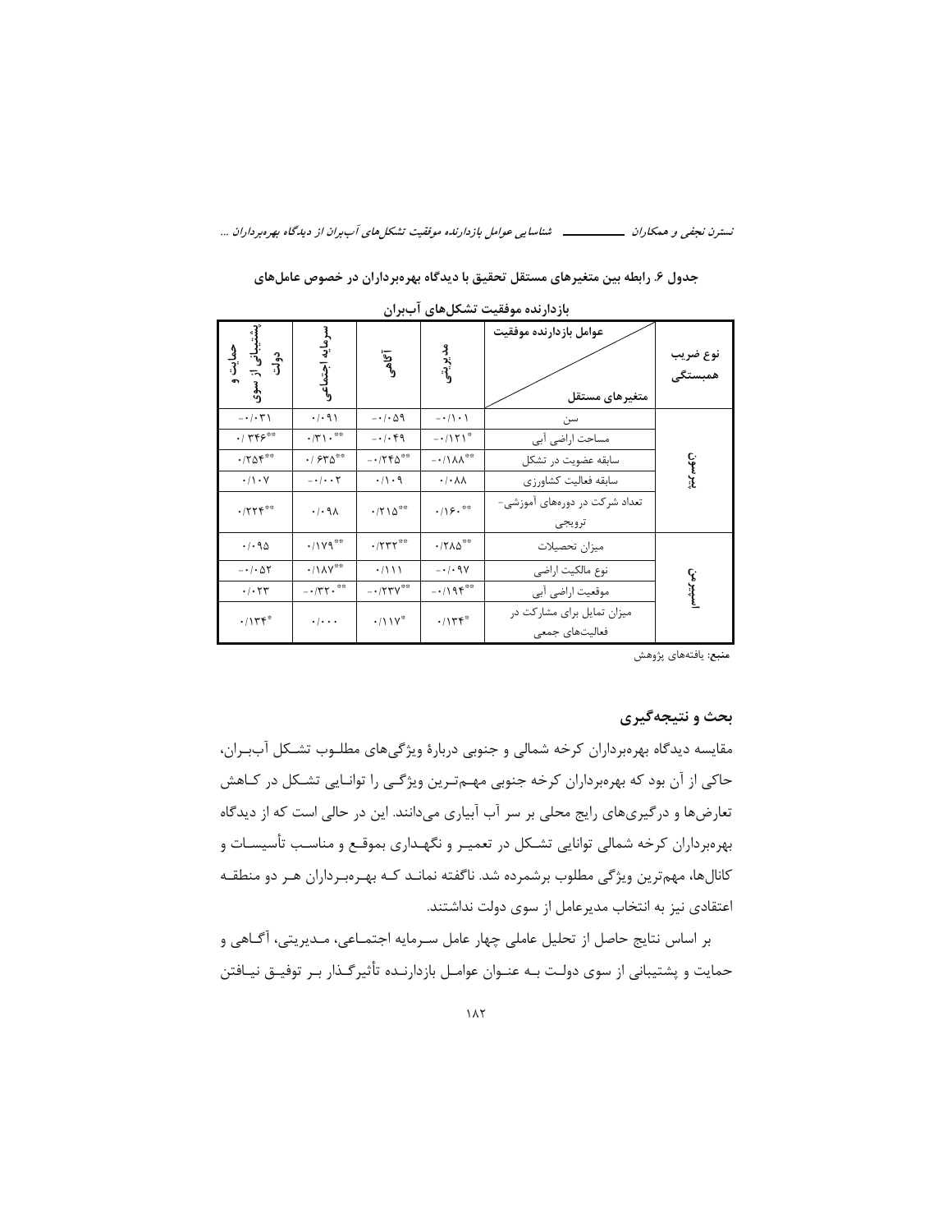جدول ۶. رابطه بین متغیرهای مستقل تحقیق با دیدگاه بهره‌برداران در خصوص عامل‌های بازدارنده موفقیت تشکل‌های آب‌بران

| نوع ضریب همبستگی | عوامل بازدارنده موفقیت / متغیرهای مستقل | مدیریتی | آگاهی | سرمایه اجتماعی | حمایت و پشتیبانی از سوی دولت |
|---|---|---|---|---|---|
| پیرسون | سن | ۰/۱۰۱- | ۰/۰۵۹- | ۰/۰۹۱ | ۰/۰۳۱- |
| | مساحت اراضی آبی | *۰/۱۲۱- | ۰/۰۴۹- | **۰/۳۱۰ | **۰/۳۴۶ |
| | سابقه عضویت در تشکل | **۰/۱۸۸- | **۰/۲۴۵- | **۰/۶۳۵ | **۰/۲۵۴ |
| | سابقه فعالیت کشاورزی | ۰/۰۸۸ | ۰/۱۰۹ | ۰/۰۰۲- | ۰/۱۰۷ |
| | تعداد شرکت در دوره‌های آموزشی-ترویجی | **۰/۱۶۰ | **۰/۲۱۵ | ۰/۰۹۸ | **۰/۲۲۴ |
| اسپیرمن | میزان تحصیلات | **۰/۲۸۵ | **۰/۲۳۳ | **۰/۱۷۹ | ۰/۰۹۵ |
| | نوع مالکیت اراضی | ۰/۰۹۷- | ۰/۱۱۱ | **۰/۱۸۷ | ۰/۰۵۲- |
| | موقعیت اراضی آبی | **۰/۱۹۴- | **۰/۲۳۷- | **۰/۳۲۰- | ۰/۰۲۳ |
| | میزان تمایل برای مشارکت در فعالیت‌های جمعی | *۰/۱۳۴ | *۰/۱۱۷ | ۰/۰۰۰ | *۰/۱۳۴ |

**منبع:** یافته‌های پژوهش

## بحث و نتیجه‌گیری

مقایسه دیدگاه بهره‌برداران کرخه شمالی و جنوبی دربارهٔ ویژگی‌های مطلوب تشکل آب‌بران، حاکی از آن بود که بهره‌برداران کرخه جنوبی مهم‌ترین ویژگی توانایی تشکل در کاهش تعارض‌ها و درگیری‌های رایج محلی بر سر آب آبیاری می‌دانند. این در حالی است که از دیدگاه بهره‌برداران کرخه شمالی توانایی تشکل در تعمیر و نگهداری بموقع و مناسب تأسیسات و کانال‌ها، مهم‌ترین ویژگی مطلوب برشمرده شد. ناگفته نماند که بهره‌برداران هر دو منطقه اعتقادی نیز به انتخاب مدیرعامل از سوی دولت نداشتند.

بر اساس نتایج حاصل از تحلیل عاملی چهار عامل سرمایه اجتماعی، مدیریتی، آگاهی و حمایت و پشتیبانی از سوی دولت به عنوان عوامل بازدارنده تأثیرگذار بر توفیق نیافتن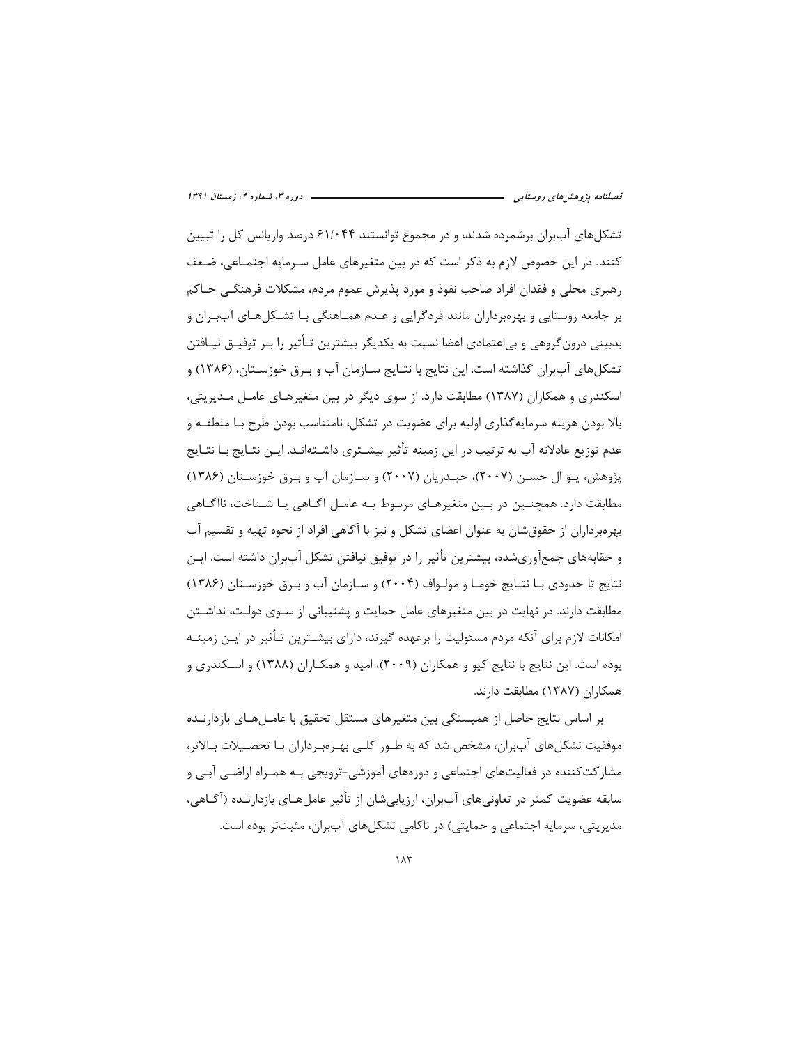تشکل‌های آب‌بران برشمرده شدند، و در مجموع توانستند ۶۱/۰۴۴ درصد واریانس کل را تبیین کنند. در این خصوص لازم به ذکر است که در بین متغیرهای عامل سرمایه اجتماعی، ضعف رهبری محلی و فقدان افراد صاحب نفوذ و مورد پذیرش عموم مردم، مشکلات فرهنگی حاکم بر جامعه روستایی و بهره‌برداران مانند فردگرایی و عدم هماهنگی با تشکل‌های آب‌بران و بدبینی درون‌گروهی و بی‌اعتمادی اعضا نسبت به یکدیگر بیشترین تأثیر را بر توفیق نیافتن تشکل‌های آب‌بران گذاشته است. این نتایج با نتایج سازمان آب و برق خوزستان، (۱۳۸۶) و اسکندری و همکاران (۱۳۸۷) مطابقت دارد. از سوی دیگر در بین متغیرهای عامل مدیریتی، بالا بودن هزینه سرمایه‌گذاری اولیه برای عضویت در تشکل، نامتناسب بودن طرح با منطقه و عدم توزیع عادلانه آب به ترتیب در این زمینه تأثیر بیشتری داشته‌اند. این نتایج با نتایج پژوهش، یو ال حسن (۲۰۰۷)، حیدریان (۲۰۰۷) و سازمان آب و برق خوزستان (۱۳۸۶) مطابقت دارد. همچنین در بین متغیرهای مربوط به عامل آگاهی یا شناخت، ناآگاهی بهره‌برداران از حقوق‌شان به عنوان اعضای تشکل و نیز با آگاهی افراد از نحوه تهیه و تقسیم آب و حقابه‌های جمع‌آوری‌شده، بیشترین تأثیر را در توفیق نیافتن تشکل آب‌بران داشته است. این نتایج تا حدودی با نتایج خوما و مولواف (۲۰۰۴) و سازمان آب و برق خوزستان (۱۳۸۶) مطابقت دارند. در نهایت در بین متغیرهای عامل حمایت و پشتیبانی از سوی دولت، نداشتن امکانات لازم برای آنکه مردم مسئولیت را برعهده گیرند، دارای بیشترین تأثیر در این زمینه بوده است. این نتایج با نتایج کیو و همکاران (۲۰۰۹)، امید و همکاران (۱۳۸۸) و اسکندری و همکاران (۱۳۸۷) مطابقت دارند.

بر اساس نتایج حاصل از همبستگی بین متغیرهای مستقل تحقیق با عامل‌های بازدارنده موفقیت تشکل‌های آب‌بران، مشخص شد که به طور کلی بهره‌برداران با تحصیلات بالاتر، مشارکت‌کننده در فعالیت‌های اجتماعی و دوره‌های آموزشی-ترویجی به همراه اراضی آبی و سابقه عضویت کمتر در تعاونی‌های آب‌بران، ارزیابی‌شان از تأثیر عامل‌های بازدارنده (آگاهی، مدیریتی، سرمایه اجتماعی و حمایتی) در ناکامی تشکل‌های آب‌بران، مثبت‌تر بوده است.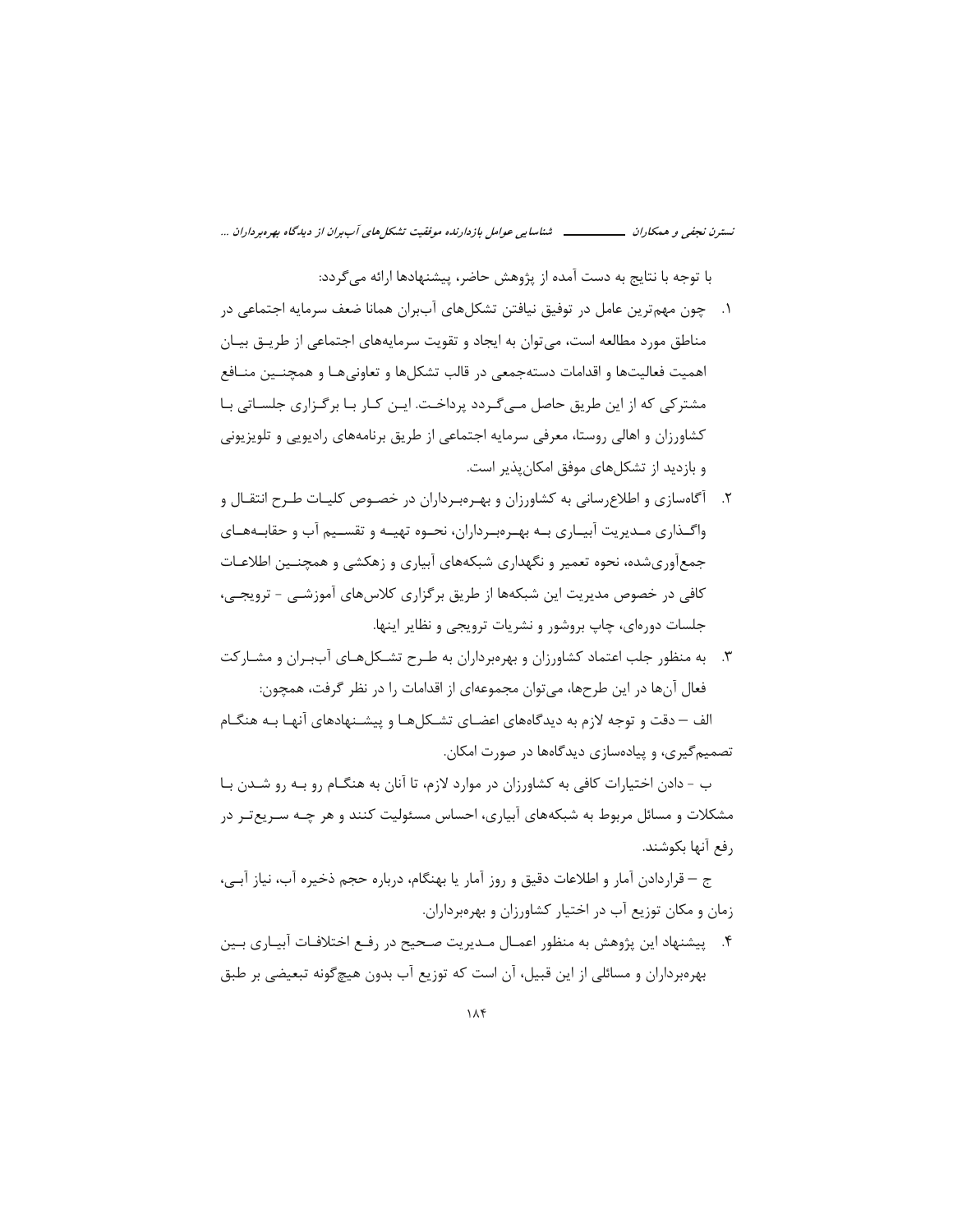با توجه با نتایج به دست آمده از پژوهش حاضر، پیشنهادها ارائه می‌گردد:

۱. چون مهم‌ترین عامل در توفیق نیافتن تشکل‌های آب‌بران همانا ضعف سرمایه اجتماعی در مناطق مورد مطالعه است، می‌توان به ایجاد و تقویت سرمایه‌های اجتماعی از طریق بیان اهمیت فعالیت‌ها و اقدامات دسته‌جمعی در قالب تشکل‌ها و تعاونی‌ها و همچنین منافع مشترکی که از این طریق حاصل می‌گردد پرداخت. این کار با برگزاری جلساتی با کشاورزان و اهالی روستا، معرفی سرمایه اجتماعی از طریق برنامه‌های رادیویی و تلویزیونی و بازدید از تشکل‌های موفق امکان‌پذیر است.

۲. آگاه‌سازی و اطلاع‌رسانی به کشاورزان و بهره‌برداران در خصوص کلیات طرح انتقال و واگذاری مدیریت آبیاری به بهره‌برداران، نحوه تهیه و تقسیم آب و حقابه‌های جمع‌آوری‌شده، نحوه تعمیر و نگهداری شبکه‌های آبیاری و زهکشی و همچنین اطلاعات کافی در خصوص مدیریت این شبکه‌ها از طریق برگزاری کلاس‌های آموزشی - ترویجی، جلسات دوره‌ای، چاپ بروشور و نشریات ترویجی و نظایر اینها.

۳. به منظور جلب اعتماد کشاورزان و بهره‌برداران به طرح تشکل‌های آب‌بران و مشارکت فعال آن‌ها در این طرح‌ها، می‌توان مجموعه‌ای از اقدامات را در نظر گرفت، همچون:

الف – دقت و توجه لازم به دیدگاه‌های اعضای تشکل‌ها و پیشنهادهای آنها به هنگام تصمیم‌گیری، و پیاده‌سازی دیدگاه‌ها در صورت امکان.

ب - دادن اختیارات کافی به کشاورزان در موارد لازم، تا آنان به هنگام رو به رو شدن با مشکلات و مسائل مربوط به شبکه‌های آبیاری، احساس مسئولیت کنند و هر چه سریع‌تر در رفع آنها بکوشند.

ج – قراردادن آمار و اطلاعات دقیق و روز آمار یا بهنگام، درباره حجم ذخیره آب، نیاز آبی، زمان و مکان توزیع آب در اختیار کشاورزان و بهره‌برداران.

۴. پیشنهاد این پژوهش به منظور اعمال مدیریت صحیح در رفع اختلافات آبیاری بین بهره‌برداران و مسائلی از این قبیل، آن است که توزیع آب بدون هیچ‌گونه تبعیضی بر طبق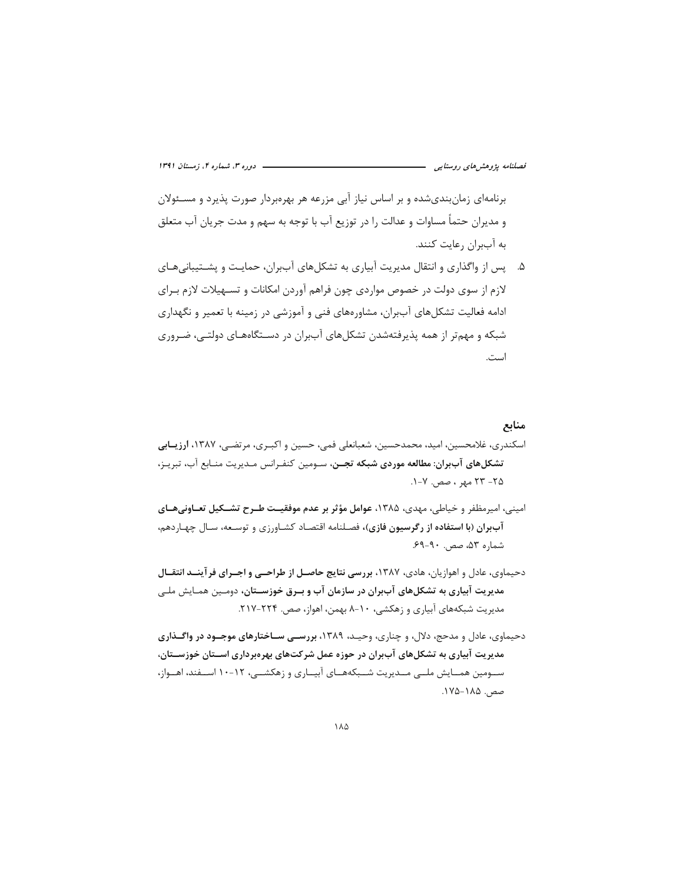برنامه‌ای زمان‌بندی‌شده و بر اساس نیاز آبی مزرعه هر بهره‌بردار صورت پذیرد و مسئولان و مدیران حتماً مساوات و عدالت را در توزیع آب با توجه به سهم و مدت جریان آب متعلق به آب‌بران رعایت کنند.

۵. پس از واگذاری و انتقال مدیریت آبیاری به تشکل‌های آب‌بران، حمایت و پشتیبانی‌های لازم از سوی دولت در خصوص مواردی چون فراهم آوردن امکانات و تسهیلات لازم برای ادامه فعالیت تشکل‌های آب‌بران، مشاوره‌های فنی و آموزشی در زمینه با تعمیر و نگهداری شبکه و مهم‌تر از همه پذیرفته‌شدن تشکل‌های آب‌بران در دستگاه‌های دولتی، ضروری است.

## منابع

اسکندری، غلامحسین، امید، محمدحسین، شعبانعلی فمی، حسین و اکبری، مرتضی، ۱۳۸۷، **ارزیابی تشکل‌های آب‌بران: مطالعه موردی شبکه تجن**، سومین کنفرانس مدیریت منابع آب، تبریز، ۲۵- ۲۳ مهر ، صص. ۷-۱.

امینی، امیرمظفر و خیاطی، مهدی، ۱۳۸۵، **عوامل مؤثر بر عدم موفقیت طرح تشکیل تعاونی‌های آب‌بران (با استفاده از رگرسیون فازی)**، فصلنامه اقتصاد کشاورزی و توسعه، سال چهاردهم، شماره ۵۳، صص. ۹۰-۶۹.

دحیماوی، عادل و اهوازیان، هادی، ۱۳۸۷، **بررسی نتایج حاصل از طراحی و اجرای فرآیند انتقال مدیریت آبیاری به تشکل‌های آب‌بران در سازمان آب و برق خوزستان**، دومین همایش ملی مدیریت شبکه‌های آبیاری و زهکشی، ۱۰-۸ بهمن، اهواز، صص. ۲۲۴-۲۱۷.

دحیماوی، عادل و مدحج، دلال، و چناری، وحید، ۱۳۸۹، **بررسی ساختارهای موجود در واگذاری مدیریت آبیاری به تشکل‌های آب‌بران در حوزه عمل شرکت‌های بهره‌برداری استان خوزستان**، سومین همایش ملی مدیریت شبکه‌های آبیاری و زهکشی، ۱۲-۱۰ اسفند، اهواز، صص. ۱۸۵-۱۷۵.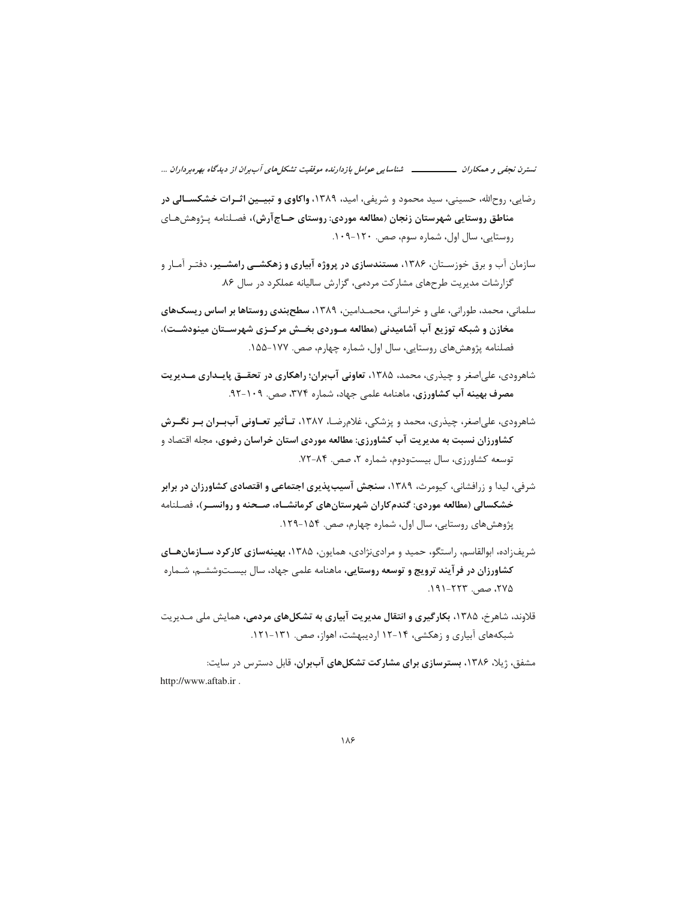رضایی، روح‌الله، حسینی، سید محمود و شریفی، امید، ۱۳۸۹، **واکاوی و تبیین اثرات خشکسالی در مناطق روستایی شهرستان زنجان (مطالعه موردی: روستای حاج‌آرش)**، فصلنامه پژوهش‌های روستایی، سال اول، شماره سوم، صص. ۱۲۰-۱۰۹.

سازمان آب و برق خوزستان، ۱۳۸۶، **مستندسازی در پروژه آبیاری و زهکشی رامشیر**، دفتر آمار و گزارشات مدیریت طرح‌های مشارکت مردمی، گزارش سالیانه عملکرد در سال ۸۶.

سلمانی، محمد، طورانی، علی و خراسانی، محمدامین، ۱۳۸۹، **سطح‌بندی روستاها بر اساس ریسک‌های مخازن و شبکه توزیع آب آشامیدنی (مطالعه موردی بخش مرکزی شهرستان مینودشت)**، فصلنامه پژوهش‌های روستایی، سال اول، شماره چهارم، صص. ۱۷۷-۱۵۵.

شاهرودی، علی‌اصغر و چیذری، محمد، ۱۳۸۵، **تعاونی آب‌بران؛ راهکاری در تحقق پایداری مدیریت مصرف بهینه آب کشاورزی**، ماهنامه علمی جهاد، شماره ۳۷۴، صص. ۱۰۹-۹۲.

شاهرودی، علی‌اصغر، چیذری، محمد و پزشکی، غلامرضا، ۱۳۸۷، **تأثیر تعاونی آب‌بران بر نگرش کشاورزان نسبت به مدیریت آب کشاورزی: مطالعه موردی استان خراسان رضوی**، مجله اقتصاد و توسعه کشاورزی، سال بیست‌ودوم، شماره ۲، صص. ۸۴-۷۲.

شرفی، لیدا و زرافشانی، کیومرث، ۱۳۸۹، **سنجش آسیب‌پذیری اجتماعی و اقتصادی کشاورزان در برابر خشکسالی (مطالعه موردی: گندم‌کاران شهرستان‌های کرمانشاه، صحنه و روانسر)**، فصلنامه پژوهش‌های روستایی، سال اول، شماره چهارم، صص. ۱۵۴-۱۲۹.

شریف‌زاده، ابوالقاسم، راستگو، حمید و مرادی‌نژادی، همایون، ۱۳۸۵، **بهینه‌سازی کارکرد سازمان‌های کشاورزان در فرآیند ترویج و توسعه روستایی**، ماهنامه علمی جهاد، سال بیست‌وششم، شماره ۲۷۵، صص. ۲۲۳-۱۹۱.

قلاوند، شاهرخ، ۱۳۸۵، **بکارگیری و انتقال مدیریت آبیاری به تشکل‌های مردمی**، همایش ملی مدیریت شبکه‌های آبیاری و زهکشی، ۱۴-۱۲ اردیبهشت، اهواز، صص. ۱۳۱-۱۲۱.

مشفق، ژیلا، ۱۳۸۶، **بسترسازی برای مشارکت تشکل‌های آب‌بران**، قابل دسترس در سایت: http://www.aftab.ir .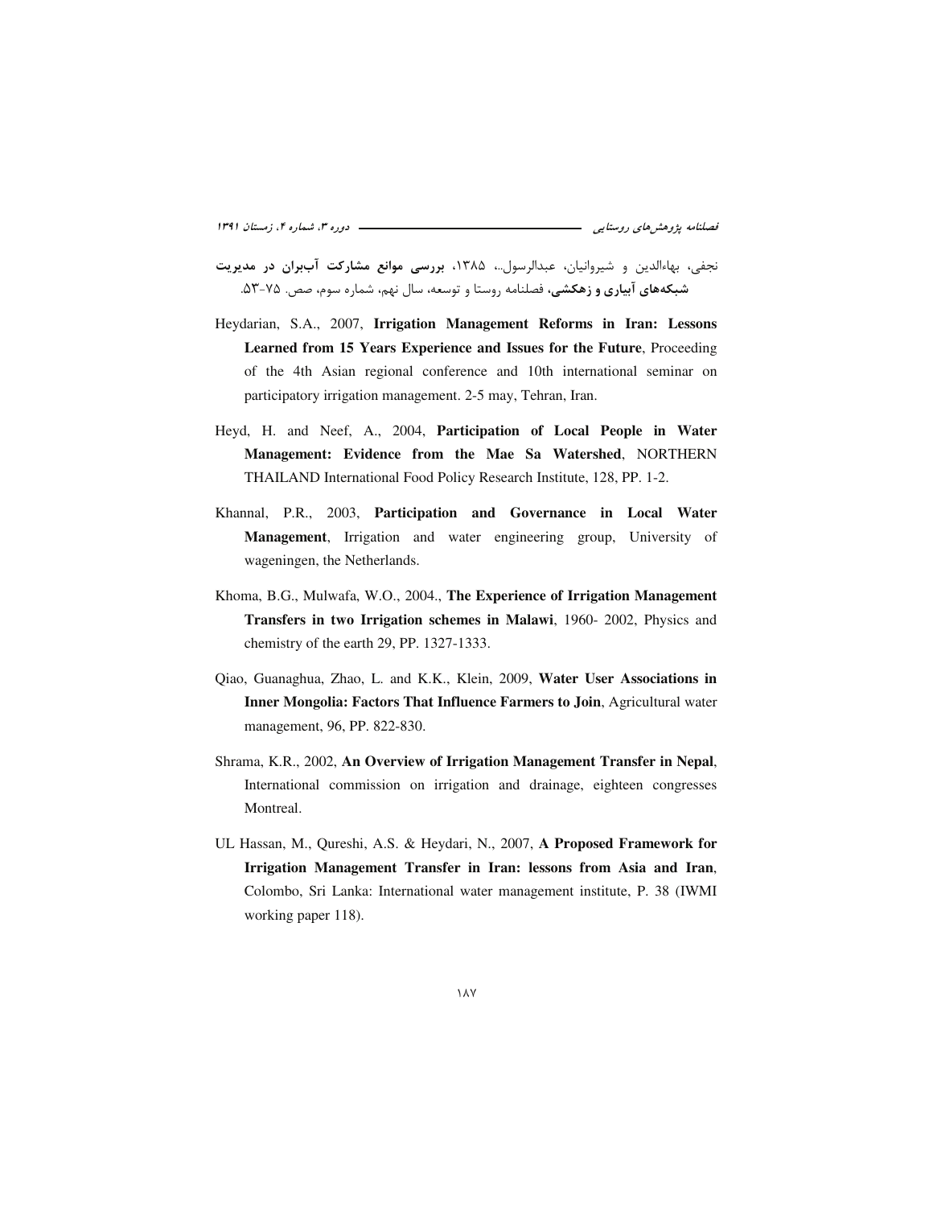نجفی، بهاءالدین و شیروانیان، عبدالرسول..، ۱۳۸۵، **بررسی موانع مشارکت آب‌بران در مدیریت شبکه‌های آبیاری و زهکشی**، فصلنامه روستا و توسعه، سال نهم، شماره سوم، صص. ۷۵-۵۳.

Heydarian, S.A., 2007, **Irrigation Management Reforms in Iran: Lessons Learned from 15 Years Experience and Issues for the Future**, Proceeding of the 4th Asian regional conference and 10th international seminar on participatory irrigation management. 2-5 may, Tehran, Iran.

Heyd, H. and Neef, A., 2004, **Participation of Local People in Water Management: Evidence from the Mae Sa Watershed**, NORTHERN THAILAND International Food Policy Research Institute, 128, PP. 1-2.

Khannal, P.R., 2003, **Participation and Governance in Local Water Management**, Irrigation and water engineering group, University of wageningen, the Netherlands.

Khoma, B.G., Mulwafa, W.O., 2004., **The Experience of Irrigation Management Transfers in two Irrigation schemes in Malawi**, 1960- 2002, Physics and chemistry of the earth 29, PP. 1327-1333.

Qiao, Guanaghua, Zhao, L. and K.K., Klein, 2009, **Water User Associations in Inner Mongolia: Factors That Influence Farmers to Join**, Agricultural water management, 96, PP. 822-830.

Shrama, K.R., 2002, **An Overview of Irrigation Management Transfer in Nepal**, International commission on irrigation and drainage, eighteen congresses Montreal.

UL Hassan, M., Qureshi, A.S. & Heydari, N., 2007, **A Proposed Framework for Irrigation Management Transfer in Iran: lessons from Asia and Iran**, Colombo, Sri Lanka: International water management institute, P. 38 (IWMI working paper 118).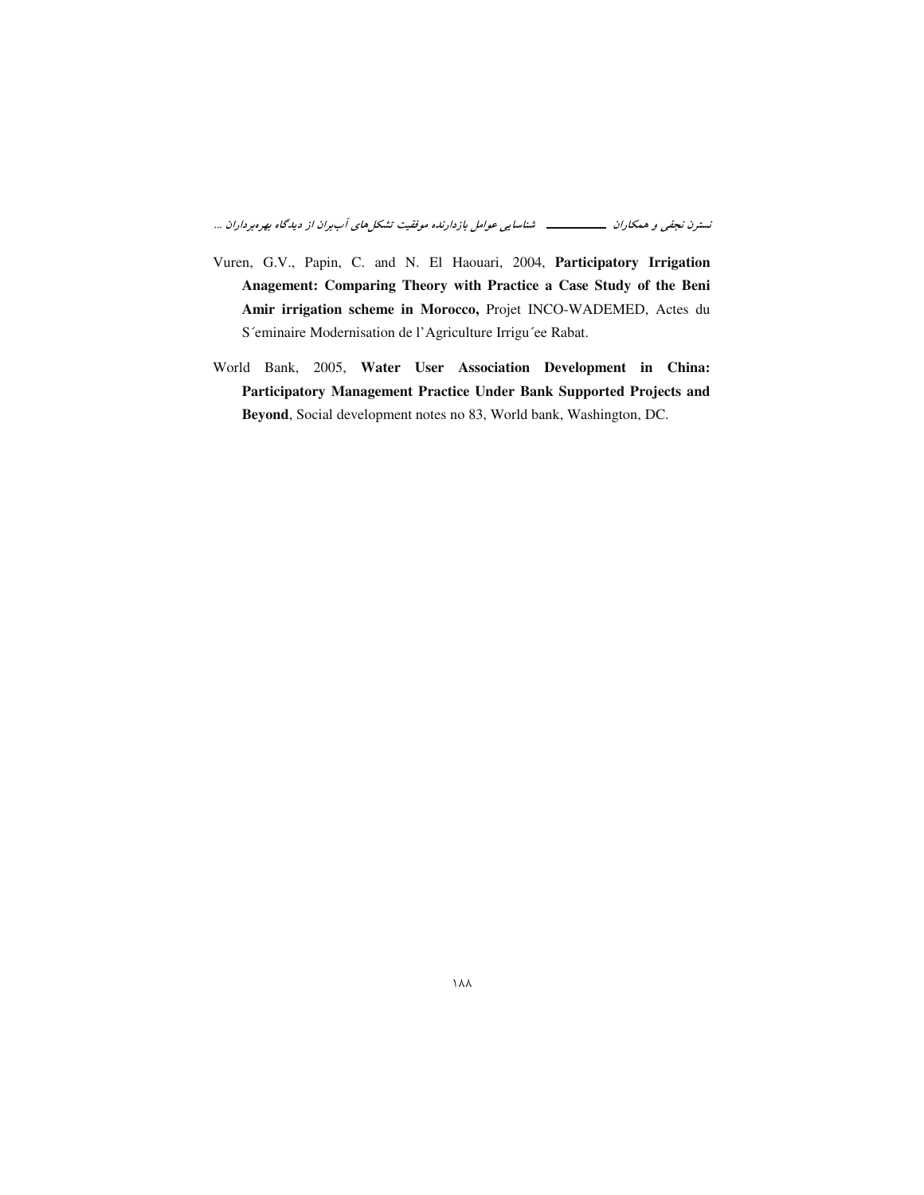Vuren, G.V., Papin, C. and N. El Haouari, 2004, **Participatory Irrigation Anagement: Comparing Theory with Practice a Case Study of the Beni Amir irrigation scheme in Morocco,** Projet INCO-WADEMED, Actes du S´eminaire Modernisation de l'Agriculture Irrigu´ee Rabat.

World Bank, 2005, **Water User Association Development in China: Participatory Management Practice Under Bank Supported Projects and Beyond**, Social development notes no 83, World bank, Washington, DC.